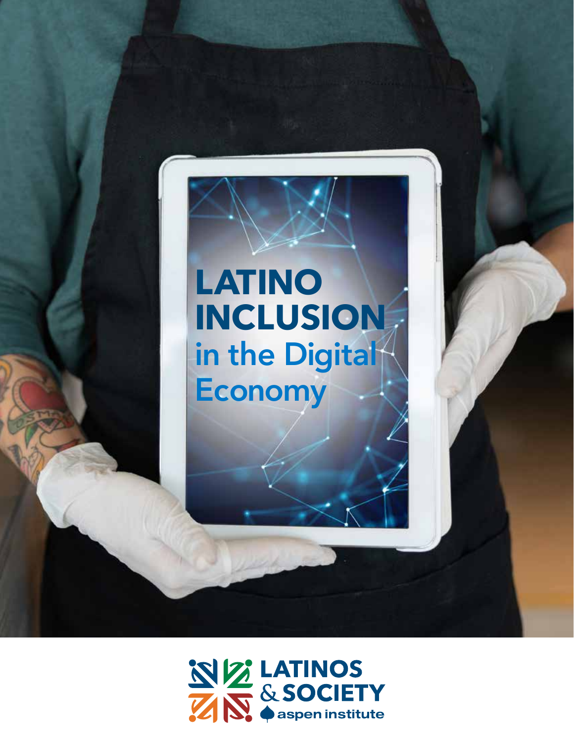# LATINO INCLUSION in the Digital Economy

LATINOS & SOCIETY

aspen institute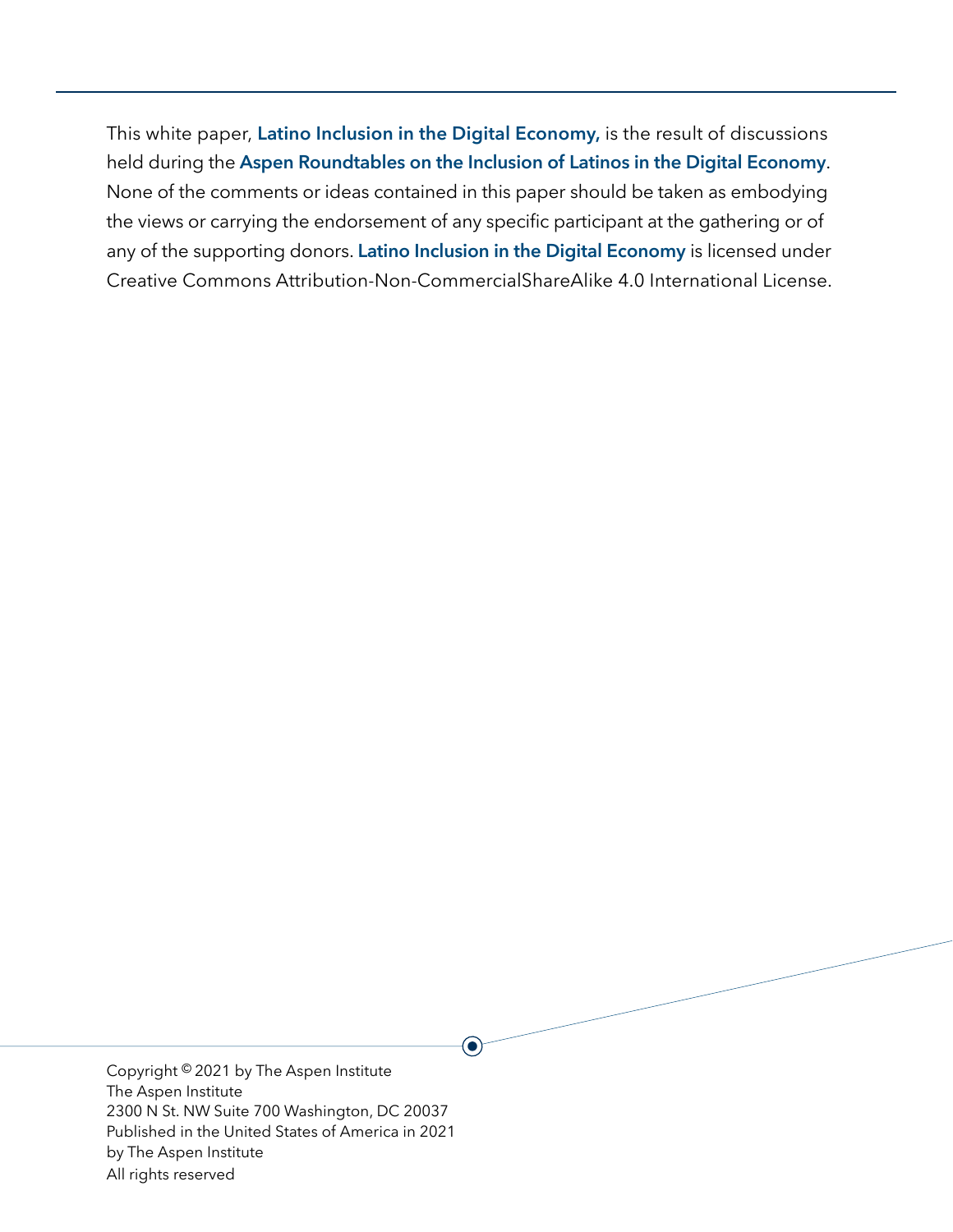This white paper, **Latino Inclusion in the Digital Economy,** is the result of discussions held during the **Aspen Roundtables on the Inclusion of Latinos in the Digital Economy**. None of the comments or ideas contained in this paper should be taken as embodying the views or carrying the endorsement of any specific participant at the gathering or of any of the supporting donors. **Latino Inclusion in the Digital Economy** is licensed under Creative Commons Attribution-Non-CommercialShareAlike 4.0 International License.

Copyright © 2021 by The Aspen Institute
The Aspen Institute
2300 N St. NW Suite 700 Washington, DC 20037
Published in the United States of America in 2021
by The Aspen Institute
All rights reserved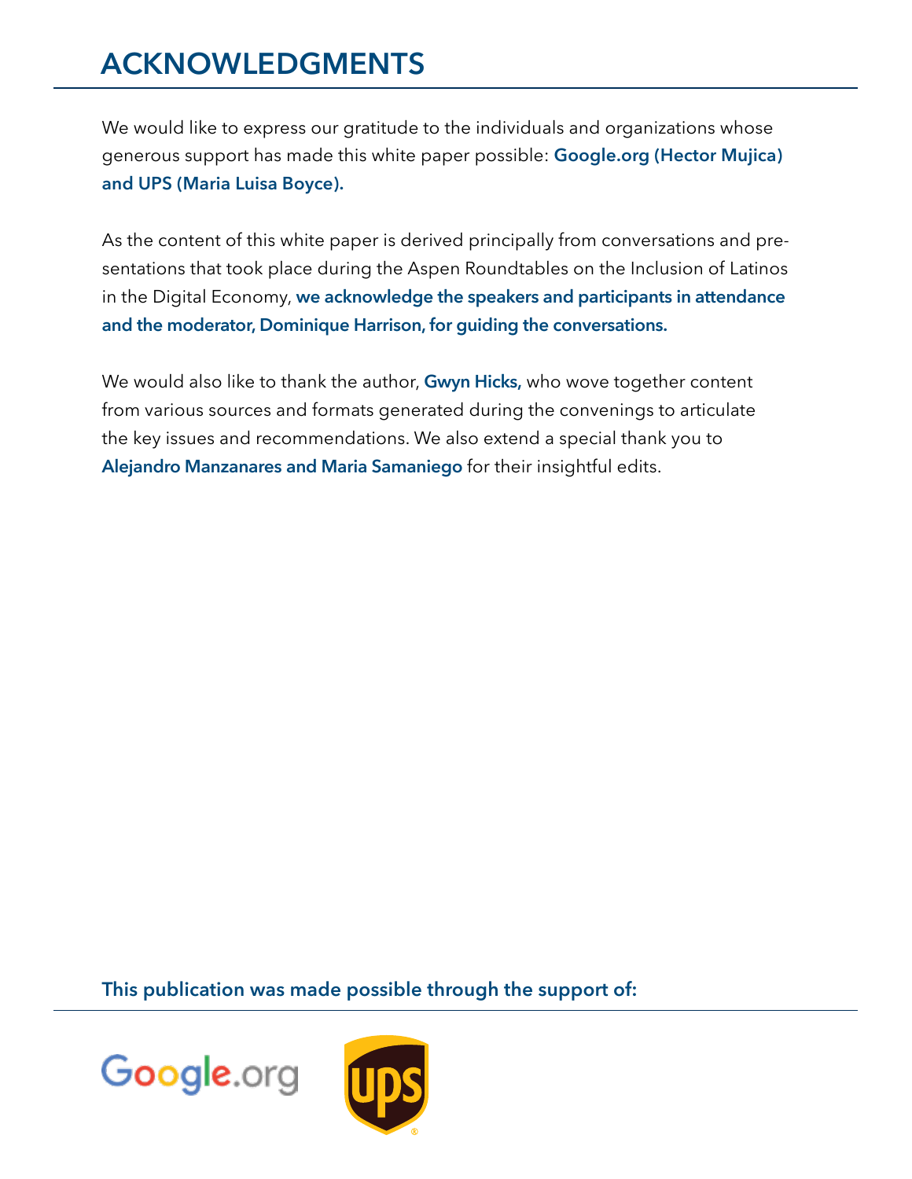# ACKNOWLEDGMENTS

We would like to express our gratitude to the individuals and organizations whose generous support has made this white paper possible: **Google.org (Hector Mujica) and UPS (Maria Luisa Boyce).**

As the content of this white paper is derived principally from conversations and presentations that took place during the Aspen Roundtables on the Inclusion of Latinos in the Digital Economy, **we acknowledge the speakers and participants in attendance and the moderator, Dominique Harrison, for guiding the conversations.**

We would also like to thank the author, **Gwyn Hicks,** who wove together content from various sources and formats generated during the convenings to articulate the key issues and recommendations. We also extend a special thank you to **Alejandro Manzanares and Maria Samaniego** for their insightful edits.

**This publication was made possible through the support of:**

Google.org

UPS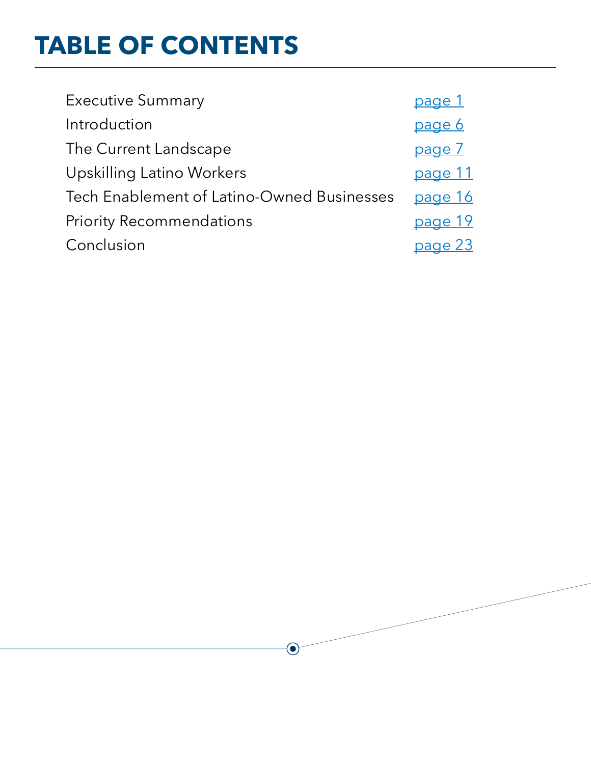# TABLE OF CONTENTS

| | |
|---|---|
| Executive Summary | page 1 |
| Introduction | page 6 |
| The Current Landscape | page 7 |
| Upskilling Latino Workers | page 11 |
| Tech Enablement of Latino-Owned Businesses | page 16 |
| Priority Recommendations | page 19 |
| Conclusion | page 23 |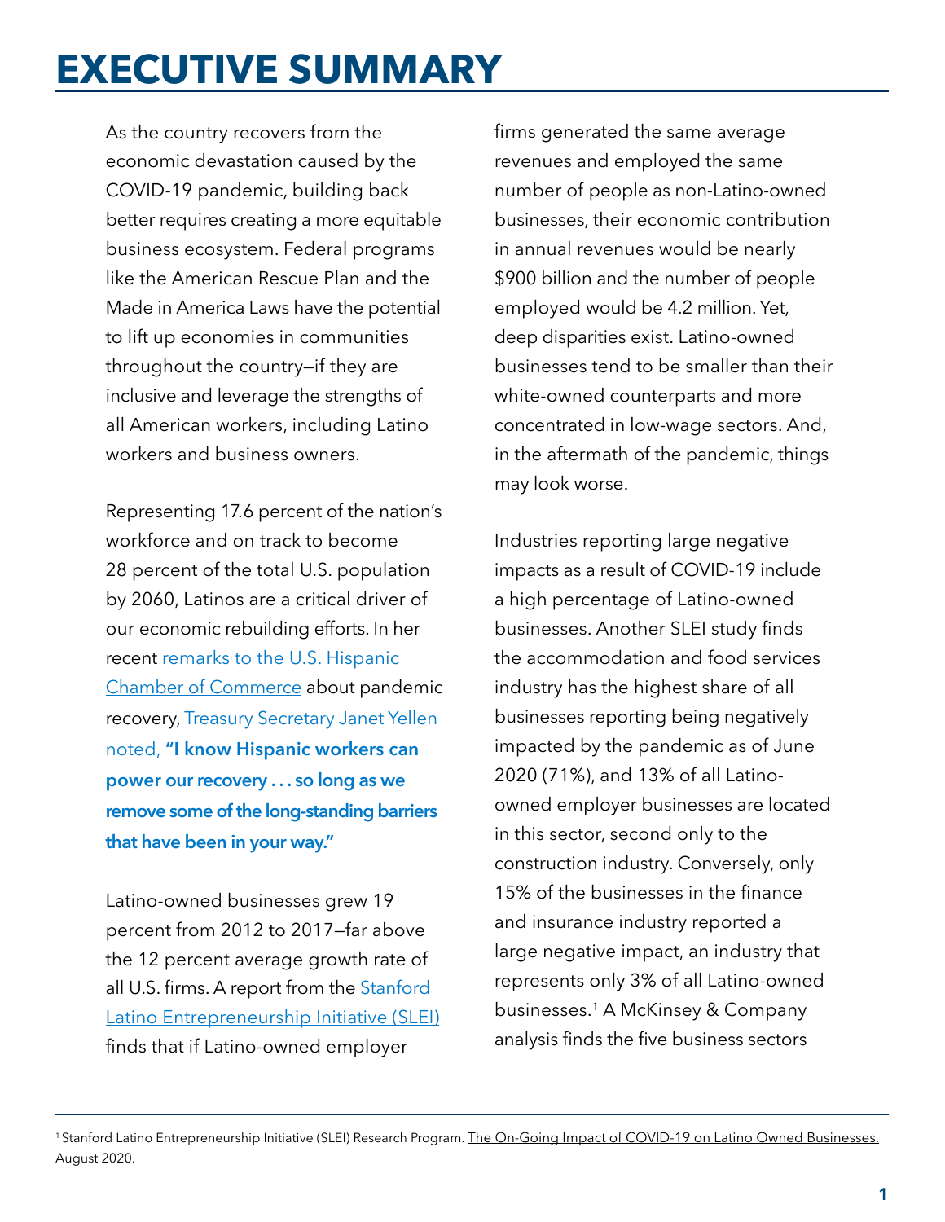# EXECUTIVE SUMMARY

As the country recovers from the economic devastation caused by the COVID-19 pandemic, building back better requires creating a more equitable business ecosystem. Federal programs like the American Rescue Plan and the Made in America Laws have the potential to lift up economies in communities throughout the country—if they are inclusive and leverage the strengths of all American workers, including Latino workers and business owners.

Representing 17.6 percent of the nation's workforce and on track to become 28 percent of the total U.S. population by 2060, Latinos are a critical driver of our economic rebuilding efforts. In her recent remarks to the U.S. Hispanic Chamber of Commerce about pandemic recovery, Treasury Secretary Janet Yellen noted, **"I know Hispanic workers can power our recovery . . . so long as we remove some of the long-standing barriers that have been in your way."**

Latino-owned businesses grew 19 percent from 2012 to 2017—far above the 12 percent average growth rate of all U.S. firms. A report from the Stanford Latino Entrepreneurship Initiative (SLEI) finds that if Latino-owned employer firms generated the same average revenues and employed the same number of people as non-Latino-owned businesses, their economic contribution in annual revenues would be nearly $900 billion and the number of people employed would be 4.2 million. Yet, deep disparities exist. Latino-owned businesses tend to be smaller than their white-owned counterparts and more concentrated in low-wage sectors. And, in the aftermath of the pandemic, things may look worse.

Industries reporting large negative impacts as a result of COVID-19 include a high percentage of Latino-owned businesses. Another SLEI study finds the accommodation and food services industry has the highest share of all businesses reporting being negatively impacted by the pandemic as of June 2020 (71%), and 13% of all Latino-owned employer businesses are located in this sector, second only to the construction industry. Conversely, only 15% of the businesses in the finance and insurance industry reported a large negative impact, an industry that represents only 3% of all Latino-owned businesses.[1] A McKinsey & Company analysis finds the five business sectors

[1] Stanford Latino Entrepreneurship Initiative (SLEI) Research Program. The On-Going Impact of COVID-19 on Latino Owned Businesses. August 2020.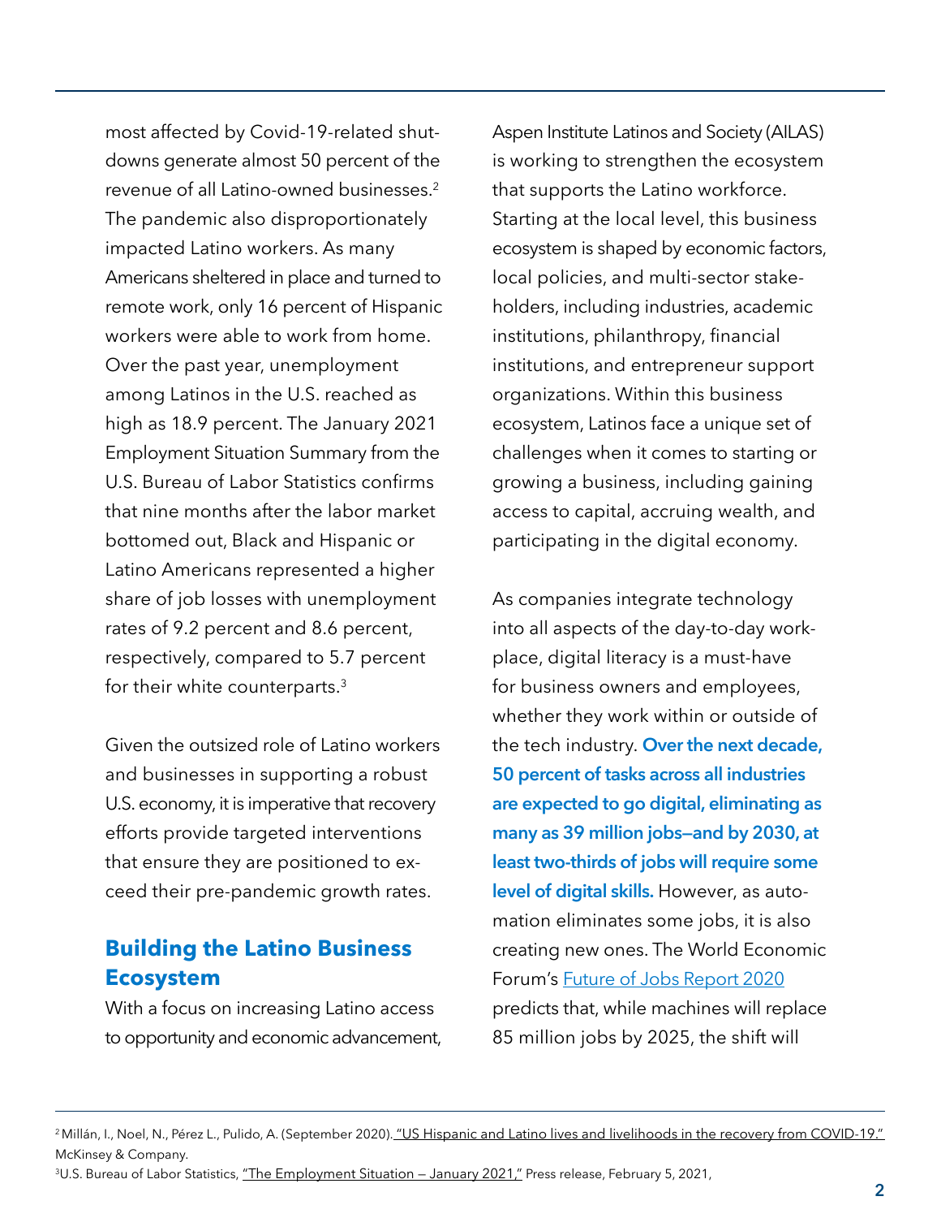most affected by Covid-19-related shutdowns generate almost 50 percent of the revenue of all Latino-owned businesses.[2] The pandemic also disproportionately impacted Latino workers. As many Americans sheltered in place and turned to remote work, only 16 percent of Hispanic workers were able to work from home. Over the past year, unemployment among Latinos in the U.S. reached as high as 18.9 percent. The January 2021 Employment Situation Summary from the U.S. Bureau of Labor Statistics confirms that nine months after the labor market bottomed out, Black and Hispanic or Latino Americans represented a higher share of job losses with unemployment rates of 9.2 percent and 8.6 percent, respectively, compared to 5.7 percent for their white counterparts.[3]

Given the outsized role of Latino workers and businesses in supporting a robust U.S. economy, it is imperative that recovery efforts provide targeted interventions that ensure they are positioned to exceed their pre-pandemic growth rates.

## Building the Latino Business Ecosystem

With a focus on increasing Latino access to opportunity and economic advancement, Aspen Institute Latinos and Society (AILAS) is working to strengthen the ecosystem that supports the Latino workforce. Starting at the local level, this business ecosystem is shaped by economic factors, local policies, and multi-sector stakeholders, including industries, academic institutions, philanthropy, financial institutions, and entrepreneur support organizations. Within this business ecosystem, Latinos face a unique set of challenges when it comes to starting or growing a business, including gaining access to capital, accruing wealth, and participating in the digital economy.

As companies integrate technology into all aspects of the day-to-day workplace, digital literacy is a must-have for business owners and employees, whether they work within or outside of the tech industry. **Over the next decade, 50 percent of tasks across all industries are expected to go digital, eliminating as many as 39 million jobs—and by 2030, at least two-thirds of jobs will require some level of digital skills.** However, as automation eliminates some jobs, it is also creating new ones. The World Economic Forum's Future of Jobs Report 2020 predicts that, while machines will replace 85 million jobs by 2025, the shift will

---

[2] Millán, I., Noel, N., Pérez L., Pulido, A. (September 2020). "US Hispanic and Latino lives and livelihoods in the recovery from COVID-19." McKinsey & Company.

[3] U.S. Bureau of Labor Statistics, "The Employment Situation — January 2021," Press release, February 5, 2021,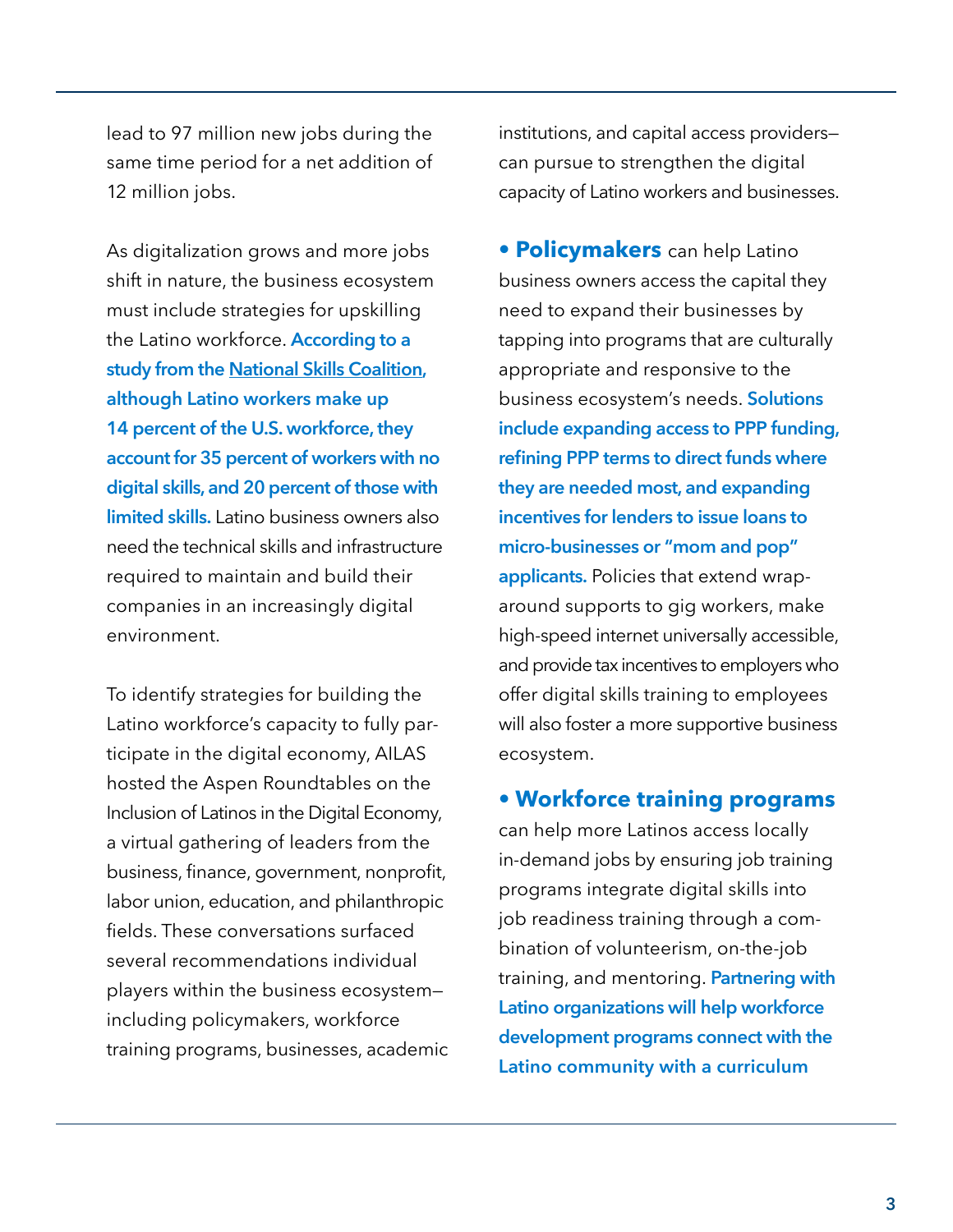lead to 97 million new jobs during the same time period for a net addition of 12 million jobs.

As digitalization grows and more jobs shift in nature, the business ecosystem must include strategies for upskilling the Latino workforce. **According to a study from the National Skills Coalition, although Latino workers make up 14 percent of the U.S. workforce, they account for 35 percent of workers with no digital skills, and 20 percent of those with limited skills.** Latino business owners also need the technical skills and infrastructure required to maintain and build their companies in an increasingly digital environment.

To identify strategies for building the Latino workforce's capacity to fully participate in the digital economy, AILAS hosted the Aspen Roundtables on the Inclusion of Latinos in the Digital Economy, a virtual gathering of leaders from the business, finance, government, nonprofit, labor union, education, and philanthropic fields. These conversations surfaced several recommendations individual players within the business ecosystem—including policymakers, workforce training programs, businesses, academic institutions, and capital access providers—can pursue to strengthen the digital capacity of Latino workers and businesses.

- **Policymakers** can help Latino business owners access the capital they need to expand their businesses by tapping into programs that are culturally appropriate and responsive to the business ecosystem's needs. **Solutions include expanding access to PPP funding, refining PPP terms to direct funds where they are needed most, and expanding incentives for lenders to issue loans to micro-businesses or "mom and pop" applicants.** Policies that extend wrap-around supports to gig workers, make high-speed internet universally accessible, and provide tax incentives to employers who offer digital skills training to employees will also foster a more supportive business ecosystem.

- **Workforce training programs** can help more Latinos access locally in-demand jobs by ensuring job training programs integrate digital skills into job readiness training through a combination of volunteerism, on-the-job training, and mentoring. **Partnering with Latino organizations will help workforce development programs connect with the Latino community with a curriculum**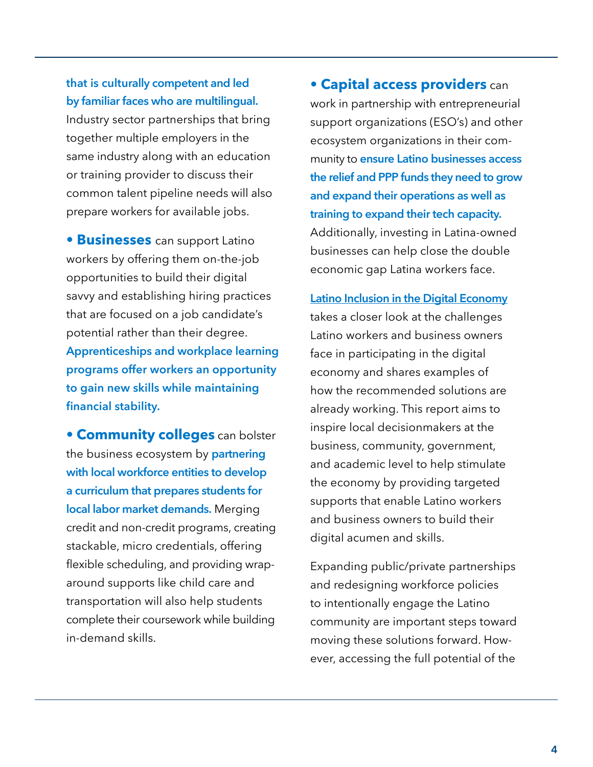**that is culturally competent and led by familiar faces who are multilingual.** Industry sector partnerships that bring together multiple employers in the same industry along with an education or training provider to discuss their common talent pipeline needs will also prepare workers for available jobs.

- **Businesses** can support Latino workers by offering them on-the-job opportunities to build their digital savvy and establishing hiring practices that are focused on a job candidate's potential rather than their degree. **Apprenticeships and workplace learning programs offer workers an opportunity to gain new skills while maintaining financial stability.**

- **Community colleges** can bolster the business ecosystem by **partnering with local workforce entities to develop a curriculum that prepares students for local labor market demands.** Merging credit and non-credit programs, creating stackable, micro credentials, offering flexible scheduling, and providing wrap-around supports like child care and transportation will also help students complete their coursework while building in-demand skills.

- **Capital access providers** can work in partnership with entrepreneurial support organizations (ESO's) and other ecosystem organizations in their community to **ensure Latino businesses access the relief and PPP funds they need to grow and expand their operations as well as training to expand their tech capacity.** Additionally, investing in Latina-owned businesses can help close the double economic gap Latina workers face.

Latino Inclusion in the Digital Economy takes a closer look at the challenges Latino workers and business owners face in participating in the digital economy and shares examples of how the recommended solutions are already working. This report aims to inspire local decisionmakers at the business, community, government, and academic level to help stimulate the economy by providing targeted supports that enable Latino workers and business owners to build their digital acumen and skills.

Expanding public/private partnerships and redesigning workforce policies to intentionally engage the Latino community are important steps toward moving these solutions forward. However, accessing the full potential of the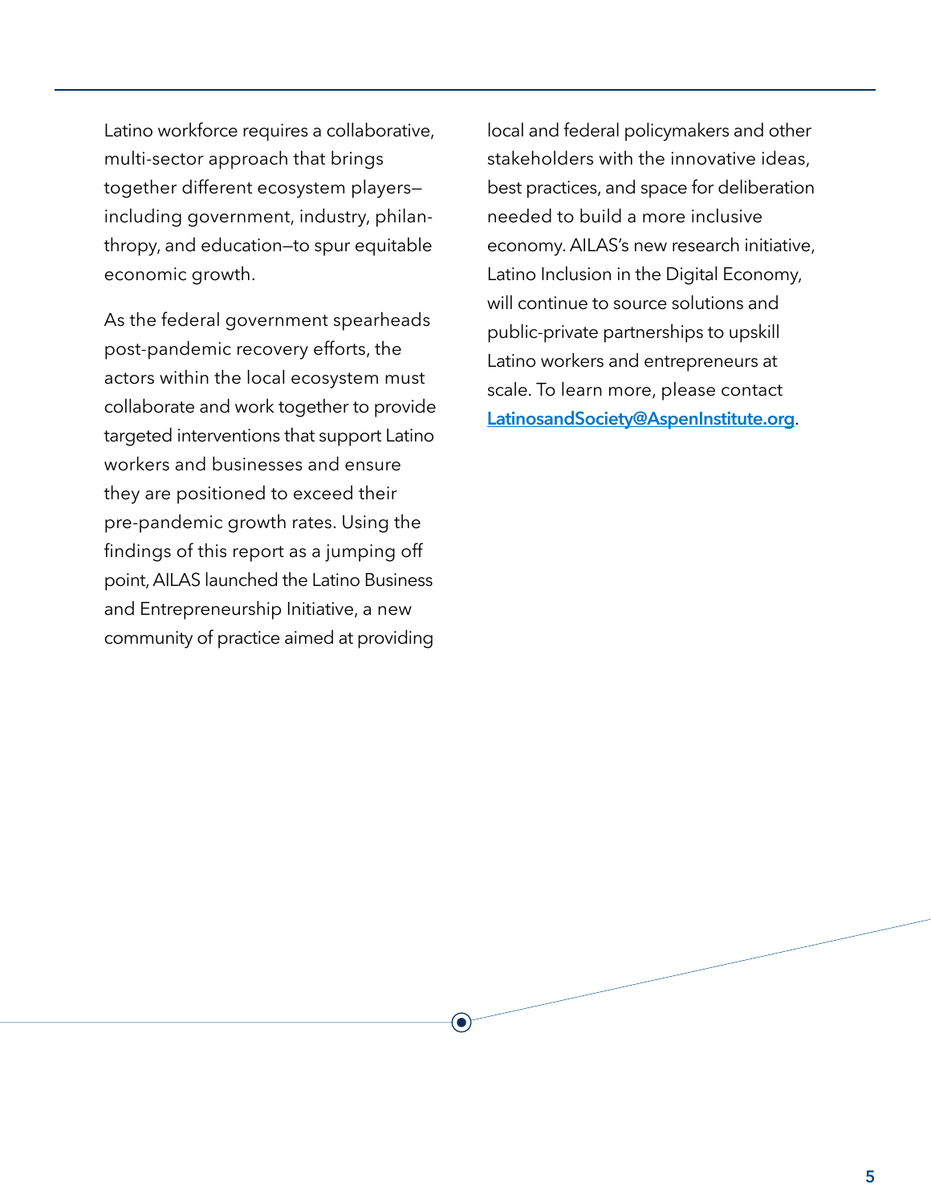Latino workforce requires a collaborative, multi-sector approach that brings together different ecosystem players—including government, industry, philanthropy, and education—to spur equitable economic growth.

As the federal government spearheads post-pandemic recovery efforts, the actors within the local ecosystem must collaborate and work together to provide targeted interventions that support Latino workers and businesses and ensure they are positioned to exceed their pre-pandemic growth rates. Using the findings of this report as a jumping off point, AILAS launched the Latino Business and Entrepreneurship Initiative, a new community of practice aimed at providing local and federal policymakers and other stakeholders with the innovative ideas, best practices, and space for deliberation needed to build a more inclusive economy. AILAS's new research initiative, Latino Inclusion in the Digital Economy, will continue to source solutions and public-private partnerships to upskill Latino workers and entrepreneurs at scale. To learn more, please contact **LatinosandSociety@AspenInstitute.org**.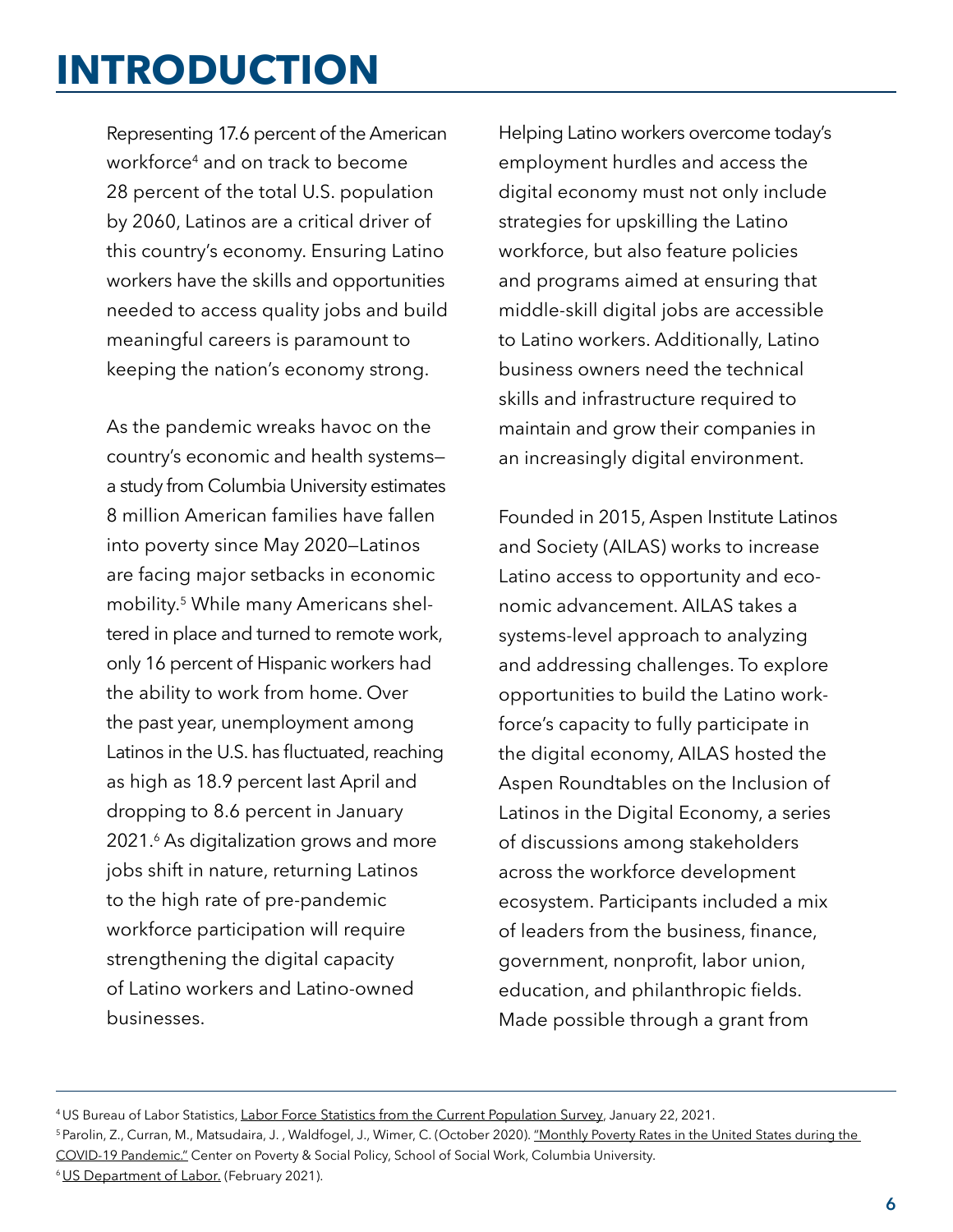# INTRODUCTION

Representing 17.6 percent of the American workforce[4] and on track to become 28 percent of the total U.S. population by 2060, Latinos are a critical driver of this country's economy. Ensuring Latino workers have the skills and opportunities needed to access quality jobs and build meaningful careers is paramount to keeping the nation's economy strong.

As the pandemic wreaks havoc on the country's economic and health systems—a study from Columbia University estimates 8 million American families have fallen into poverty since May 2020—Latinos are facing major setbacks in economic mobility.[5] While many Americans sheltered in place and turned to remote work, only 16 percent of Hispanic workers had the ability to work from home. Over the past year, unemployment among Latinos in the U.S. has fluctuated, reaching as high as 18.9 percent last April and dropping to 8.6 percent in January 2021.[6] As digitalization grows and more jobs shift in nature, returning Latinos to the high rate of pre-pandemic workforce participation will require strengthening the digital capacity of Latino workers and Latino-owned businesses.

Helping Latino workers overcome today's employment hurdles and access the digital economy must not only include strategies for upskilling the Latino workforce, but also feature policies and programs aimed at ensuring that middle-skill digital jobs are accessible to Latino workers. Additionally, Latino business owners need the technical skills and infrastructure required to maintain and grow their companies in an increasingly digital environment.

Founded in 2015, Aspen Institute Latinos and Society (AILAS) works to increase Latino access to opportunity and economic advancement. AILAS takes a systems-level approach to analyzing and addressing challenges. To explore opportunities to build the Latino workforce's capacity to fully participate in the digital economy, AILAS hosted the Aspen Roundtables on the Inclusion of Latinos in the Digital Economy, a series of discussions among stakeholders across the workforce development ecosystem. Participants included a mix of leaders from the business, finance, government, nonprofit, labor union, education, and philanthropic fields. Made possible through a grant from

---

[4] US Bureau of Labor Statistics, Labor Force Statistics from the Current Population Survey, January 22, 2021.

[5] Parolin, Z., Curran, M., Matsudaira, J. , Waldfogel, J., Wimer, C. (October 2020). "Monthly Poverty Rates in the United States during the COVID-19 Pandemic." Center on Poverty & Social Policy, School of Social Work, Columbia University.

[6] US Department of Labor. (February 2021).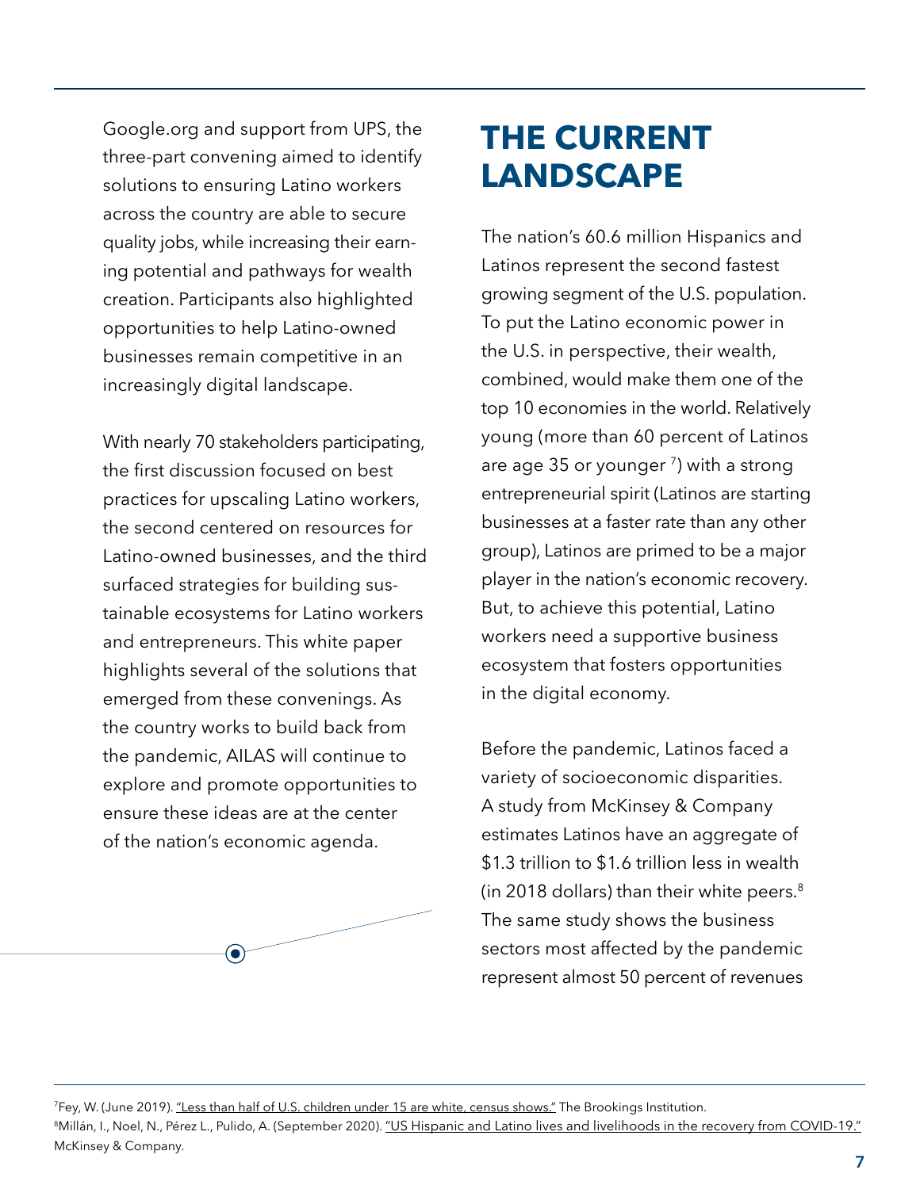Google.org and support from UPS, the three-part convening aimed to identify solutions to ensuring Latino workers across the country are able to secure quality jobs, while increasing their earning potential and pathways for wealth creation. Participants also highlighted opportunities to help Latino-owned businesses remain competitive in an increasingly digital landscape.

With nearly 70 stakeholders participating, the first discussion focused on best practices for upscaling Latino workers, the second centered on resources for Latino-owned businesses, and the third surfaced strategies for building sustainable ecosystems for Latino workers and entrepreneurs. This white paper highlights several of the solutions that emerged from these convenings. As the country works to build back from the pandemic, AILAS will continue to explore and promote opportunities to ensure these ideas are at the center of the nation's economic agenda.

## THE CURRENT LANDSCAPE

The nation's 60.6 million Hispanics and Latinos represent the second fastest growing segment of the U.S. population. To put the Latino economic power in the U.S. in perspective, their wealth, combined, would make them one of the top 10 economies in the world. Relatively young (more than 60 percent of Latinos are age 35 or younger [7]) with a strong entrepreneurial spirit (Latinos are starting businesses at a faster rate than any other group), Latinos are primed to be a major player in the nation's economic recovery. But, to achieve this potential, Latino workers need a supportive business ecosystem that fosters opportunities in the digital economy.

Before the pandemic, Latinos faced a variety of socioeconomic disparities. A study from McKinsey & Company estimates Latinos have an aggregate of $1.3 trillion to $1.6 trillion less in wealth (in 2018 dollars) than their white peers.[8] The same study shows the business sectors most affected by the pandemic represent almost 50 percent of revenues

---

[7] Fey, W. (June 2019). "Less than half of U.S. children under 15 are white, census shows." The Brookings Institution.

[8] Millán, I., Noel, N., Pérez L., Pulido, A. (September 2020). "US Hispanic and Latino lives and livelihoods in the recovery from COVID-19." McKinsey & Company.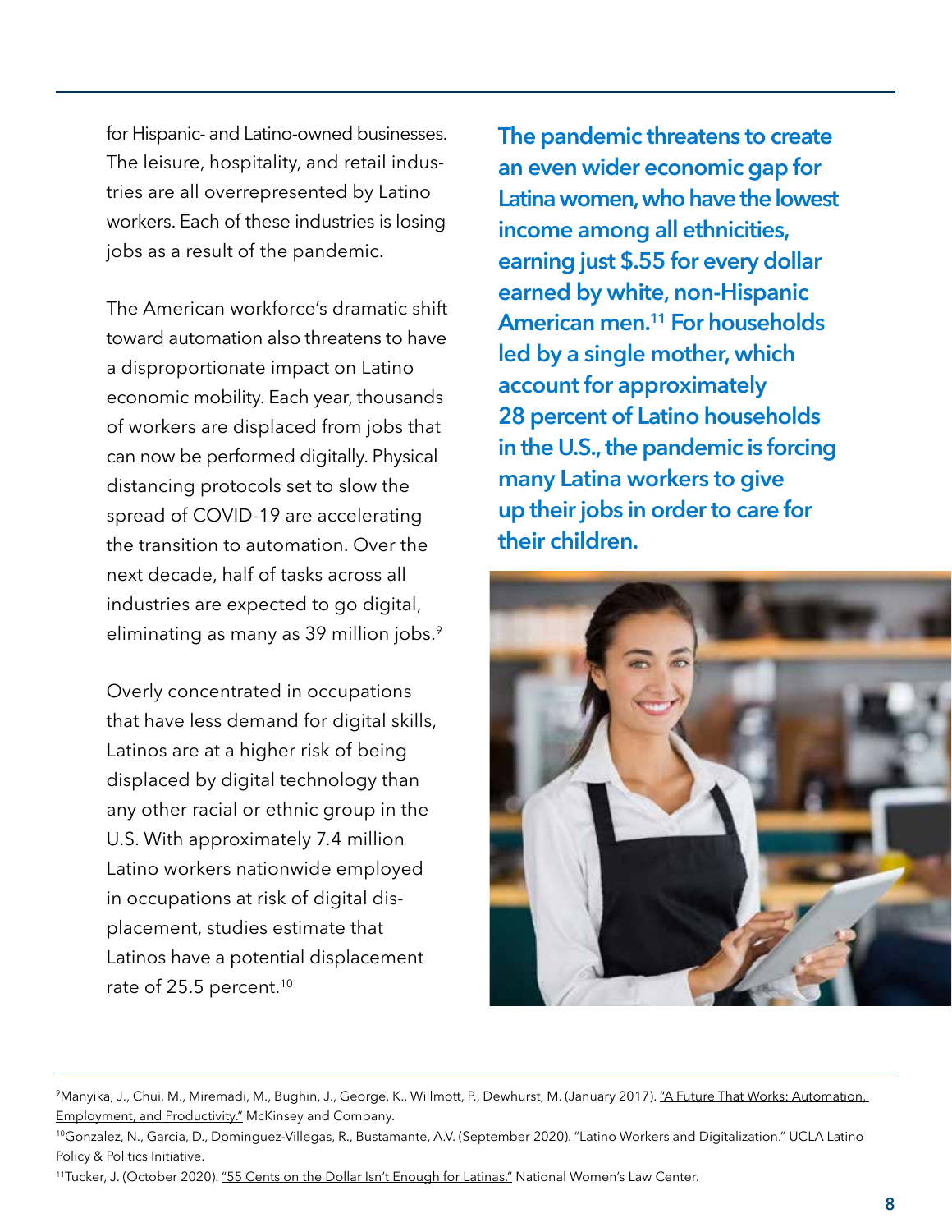for Hispanic- and Latino-owned businesses. The leisure, hospitality, and retail industries are all overrepresented by Latino workers. Each of these industries is losing jobs as a result of the pandemic.

The American workforce's dramatic shift toward automation also threatens to have a disproportionate impact on Latino economic mobility. Each year, thousands of workers are displaced from jobs that can now be performed digitally. Physical distancing protocols set to slow the spread of COVID-19 are accelerating the transition to automation. Over the next decade, half of tasks across all industries are expected to go digital, eliminating as many as 39 million jobs.[9]

Overly concentrated in occupations that have less demand for digital skills, Latinos are at a higher risk of being displaced by digital technology than any other racial or ethnic group in the U.S. With approximately 7.4 million Latino workers nationwide employed in occupations at risk of digital displacement, studies estimate that Latinos have a potential displacement rate of 25.5 percent.[10]

**The pandemic threatens to create an even wider economic gap for Latina women, who have the lowest income among all ethnicities, earning just $.55 for every dollar earned by white, non-Hispanic American men.[11] For households led by a single mother, which account for approximately 28 percent of Latino households in the U.S., the pandemic is forcing many Latina workers to give up their jobs in order to care for their children.**

---

[9] Manyika, J., Chui, M., Miremadi, M., Bughin, J., George, K., Willmott, P., Dewhurst, M. (January 2017). "A Future That Works: Automation, Employment, and Productivity." McKinsey and Company.

[10] Gonzalez, N., Garcia, D., Dominguez-Villegas, R., Bustamante, A.V. (September 2020). "Latino Workers and Digitalization." UCLA Latino Policy & Politics Initiative.

[11] Tucker, J. (October 2020). "55 Cents on the Dollar Isn't Enough for Latinas." National Women's Law Center.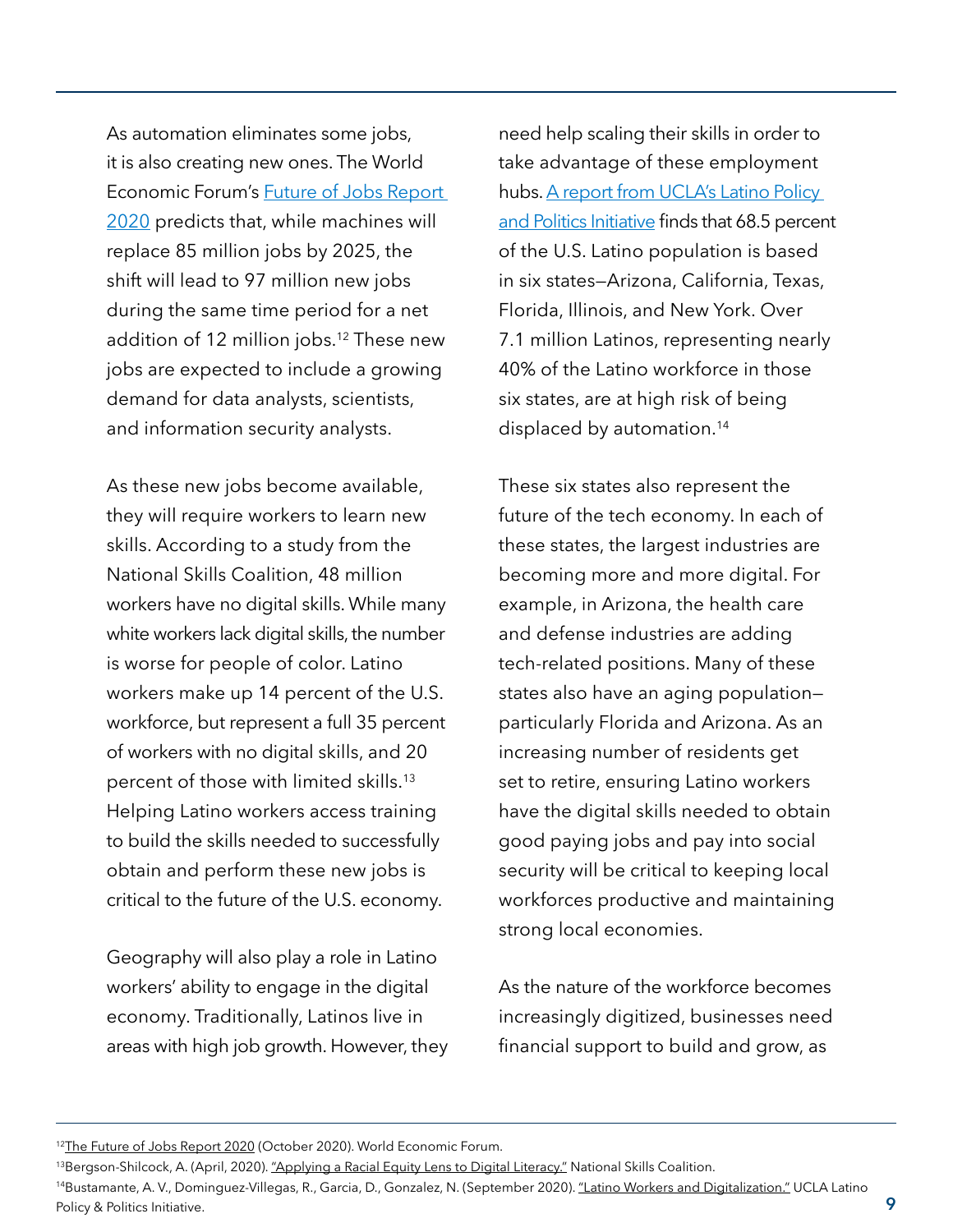As automation eliminates some jobs, it is also creating new ones. The World Economic Forum's Future of Jobs Report 2020 predicts that, while machines will replace 85 million jobs by 2025, the shift will lead to 97 million new jobs during the same time period for a net addition of 12 million jobs.[12] These new jobs are expected to include a growing demand for data analysts, scientists, and information security analysts.

As these new jobs become available, they will require workers to learn new skills. According to a study from the National Skills Coalition, 48 million workers have no digital skills. While many white workers lack digital skills, the number is worse for people of color. Latino workers make up 14 percent of the U.S. workforce, but represent a full 35 percent of workers with no digital skills, and 20 percent of those with limited skills.[13] Helping Latino workers access training to build the skills needed to successfully obtain and perform these new jobs is critical to the future of the U.S. economy.

Geography will also play a role in Latino workers' ability to engage in the digital economy. Traditionally, Latinos live in areas with high job growth. However, they need help scaling their skills in order to take advantage of these employment hubs. A report from UCLA's Latino Policy and Politics Initiative finds that 68.5 percent of the U.S. Latino population is based in six states—Arizona, California, Texas, Florida, Illinois, and New York. Over 7.1 million Latinos, representing nearly 40% of the Latino workforce in those six states, are at high risk of being displaced by automation.[14]

These six states also represent the future of the tech economy. In each of these states, the largest industries are becoming more and more digital. For example, in Arizona, the health care and defense industries are adding tech-related positions. Many of these states also have an aging population—particularly Florida and Arizona. As an increasing number of residents get set to retire, ensuring Latino workers have the digital skills needed to obtain good paying jobs and pay into social security will be critical to keeping local workforces productive and maintaining strong local economies.

As the nature of the workforce becomes increasingly digitized, businesses need financial support to build and grow, as

---

[12] The Future of Jobs Report 2020 (October 2020). World Economic Forum.

[13] Bergson-Shilcock, A. (April, 2020). "Applying a Racial Equity Lens to Digital Literacy." National Skills Coalition.

[14] Bustamante, A. V., Dominguez-Villegas, R., Garcia, D., Gonzalez, N. (September 2020). "Latino Workers and Digitalization." UCLA Latino Policy & Politics Initiative.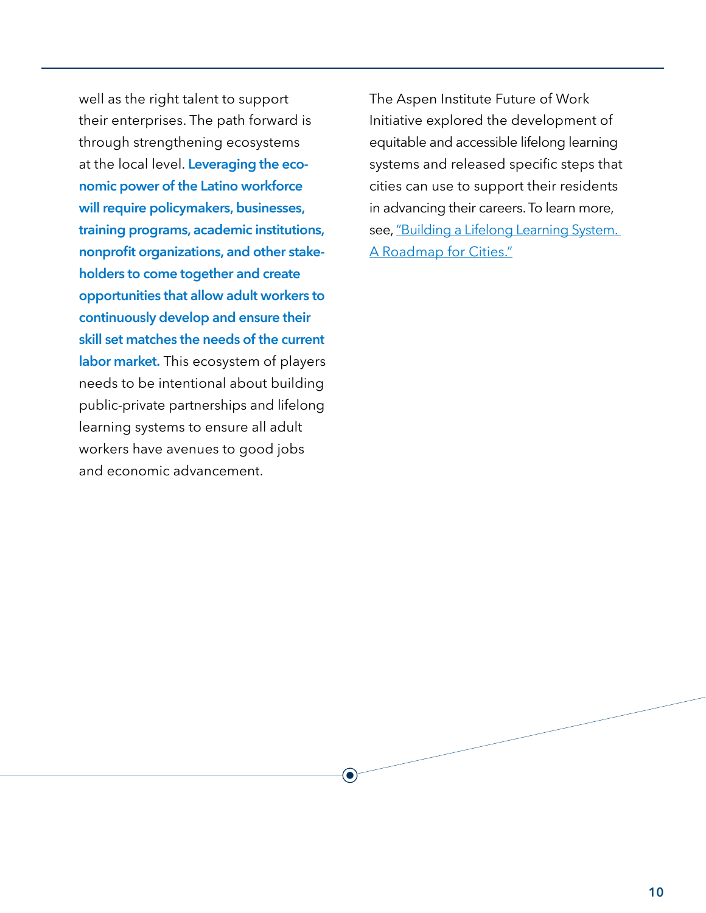well as the right talent to support their enterprises. The path forward is through strengthening ecosystems at the local level. **Leveraging the economic power of the Latino workforce will require policymakers, businesses, training programs, academic institutions, nonprofit organizations, and other stakeholders to come together and create opportunities that allow adult workers to continuously develop and ensure their skill set matches the needs of the current labor market.** This ecosystem of players needs to be intentional about building public-private partnerships and lifelong learning systems to ensure all adult workers have avenues to good jobs and economic advancement.

The Aspen Institute Future of Work Initiative explored the development of equitable and accessible lifelong learning systems and released specific steps that cities can use to support their residents in advancing their careers. To learn more, see, "Building a Lifelong Learning System. A Roadmap for Cities."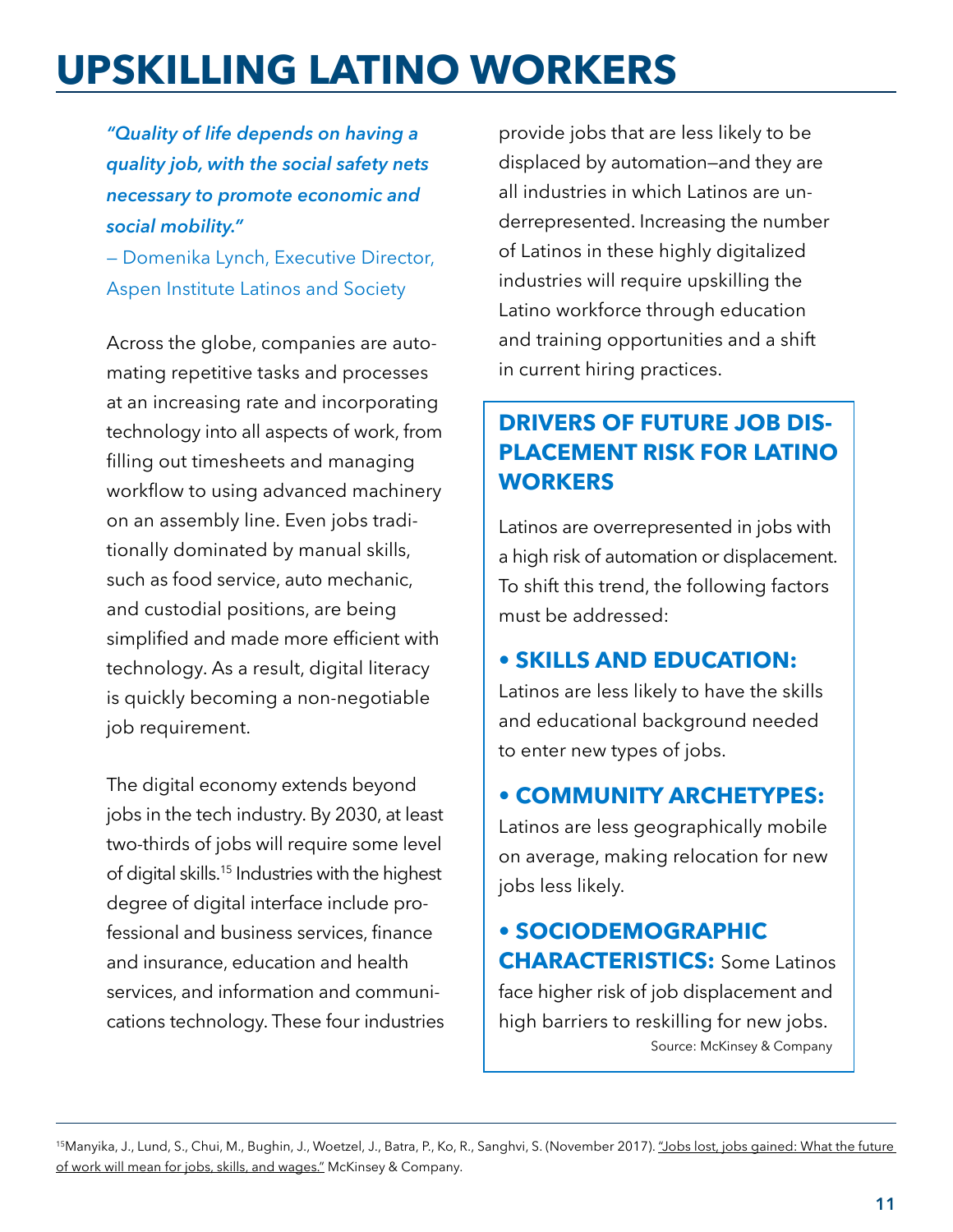# UPSKILLING LATINO WORKERS

*"Quality of life depends on having a quality job, with the social safety nets necessary to promote economic and social mobility."*

— Domenika Lynch, Executive Director, Aspen Institute Latinos and Society

Across the globe, companies are automating repetitive tasks and processes at an increasing rate and incorporating technology into all aspects of work, from filling out timesheets and managing workflow to using advanced machinery on an assembly line. Even jobs traditionally dominated by manual skills, such as food service, auto mechanic, and custodial positions, are being simplified and made more efficient with technology. As a result, digital literacy is quickly becoming a non-negotiable job requirement.

The digital economy extends beyond jobs in the tech industry. By 2030, at least two-thirds of jobs will require some level of digital skills.[15] Industries with the highest degree of digital interface include professional and business services, finance and insurance, education and health services, and information and communications technology. These four industries provide jobs that are less likely to be displaced by automation—and they are all industries in which Latinos are underrepresented. Increasing the number of Latinos in these highly digitalized industries will require upskilling the Latino workforce through education and training opportunities and a shift in current hiring practices.

## DRIVERS OF FUTURE JOB DISPLACEMENT RISK FOR LATINO WORKERS

Latinos are overrepresented in jobs with a high risk of automation or displacement. To shift this trend, the following factors must be addressed:

- **SKILLS AND EDUCATION:** Latinos are less likely to have the skills and educational background needed to enter new types of jobs.
- **COMMUNITY ARCHETYPES:** Latinos are less geographically mobile on average, making relocation for new jobs less likely.
- **SOCIODEMOGRAPHIC CHARACTERISTICS:** Some Latinos face higher risk of job displacement and high barriers to reskilling for new jobs.

Source: McKinsey & Company

---

[15] Manyika, J., Lund, S., Chui, M., Bughin, J., Woetzel, J., Batra, P., Ko, R., Sanghvi, S. (November 2017). "Jobs lost, jobs gained: What the future of work will mean for jobs, skills, and wages." McKinsey & Company.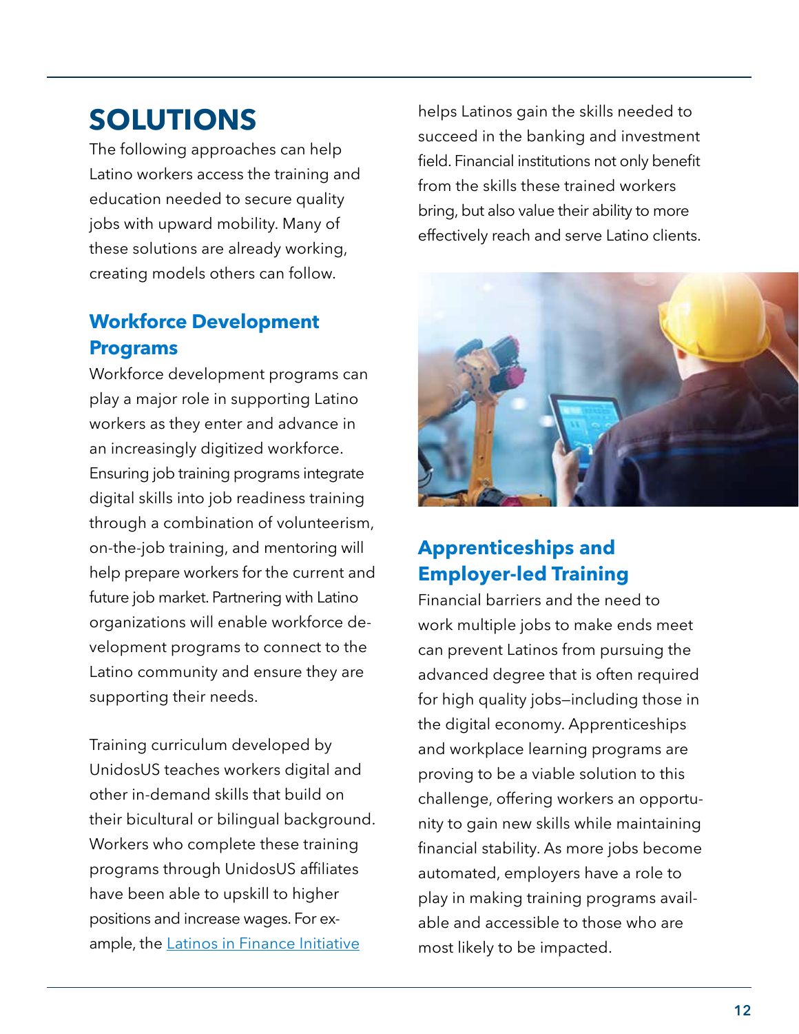# SOLUTIONS

The following approaches can help Latino workers access the training and education needed to secure quality jobs with upward mobility. Many of these solutions are already working, creating models others can follow.

## Workforce Development Programs

Workforce development programs can play a major role in supporting Latino workers as they enter and advance in an increasingly digitized workforce. Ensuring job training programs integrate digital skills into job readiness training through a combination of volunteerism, on-the-job training, and mentoring will help prepare workers for the current and future job market. Partnering with Latino organizations will enable workforce development programs to connect to the Latino community and ensure they are supporting their needs.

Training curriculum developed by UnidosUS teaches workers digital and other in-demand skills that build on their bicultural or bilingual background. Workers who complete these training programs through UnidosUS affiliates have been able to upskill to higher positions and increase wages. For example, the [Latinos in Finance Initiative] helps Latinos gain the skills needed to succeed in the banking and investment field. Financial institutions not only benefit from the skills these trained workers bring, but also value their ability to more effectively reach and serve Latino clients.

## Apprenticeships and Employer-led Training

Financial barriers and the need to work multiple jobs to make ends meet can prevent Latinos from pursuing the advanced degree that is often required for high quality jobs—including those in the digital economy. Apprenticeships and workplace learning programs are proving to be a viable solution to this challenge, offering workers an opportunity to gain new skills while maintaining financial stability. As more jobs become automated, employers have a role to play in making training programs available and accessible to those who are most likely to be impacted.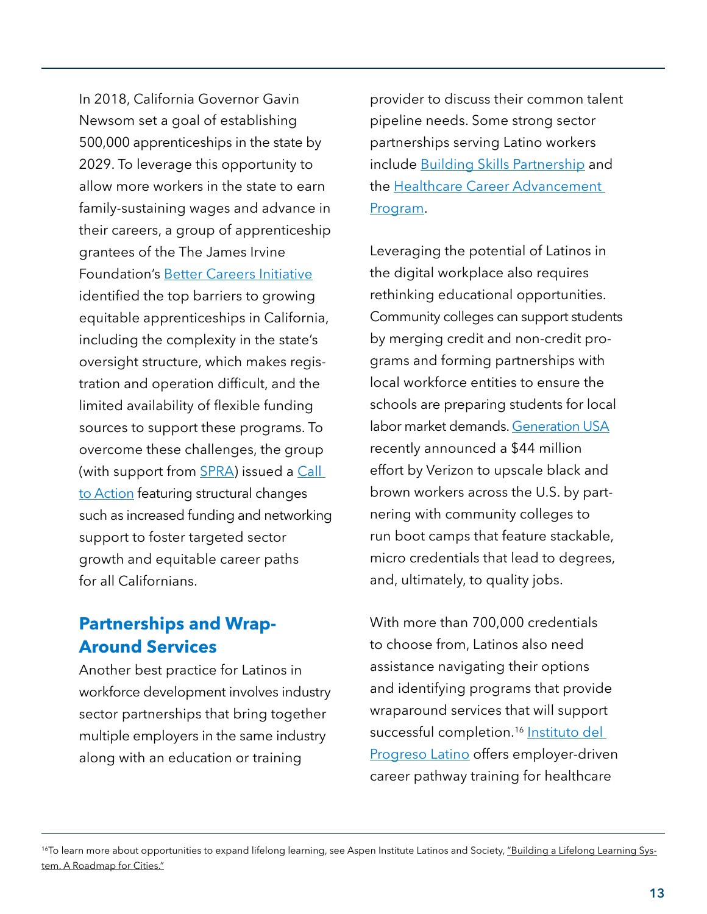In 2018, California Governor Gavin Newsom set a goal of establishing 500,000 apprenticeships in the state by 2029. To leverage this opportunity to allow more workers in the state to earn family-sustaining wages and advance in their careers, a group of apprenticeship grantees of the The James Irvine Foundation's Better Careers Initiative identified the top barriers to growing equitable apprenticeships in California, including the complexity in the state's oversight structure, which makes registration and operation difficult, and the limited availability of flexible funding sources to support these programs. To overcome these challenges, the group (with support from SPRA) issued a Call to Action featuring structural changes such as increased funding and networking support to foster targeted sector growth and equitable career paths for all Californians.

## Partnerships and Wrap-Around Services

Another best practice for Latinos in workforce development involves industry sector partnerships that bring together multiple employers in the same industry along with an education or training provider to discuss their common talent pipeline needs. Some strong sector partnerships serving Latino workers include Building Skills Partnership and the Healthcare Career Advancement Program.

Leveraging the potential of Latinos in the digital workplace also requires rethinking educational opportunities. Community colleges can support students by merging credit and non-credit programs and forming partnerships with local workforce entities to ensure the schools are preparing students for local labor market demands. Generation USA recently announced a $44 million effort by Verizon to upscale black and brown workers across the U.S. by partnering with community colleges to run boot camps that feature stackable, micro credentials that lead to degrees, and, ultimately, to quality jobs.

With more than 700,000 credentials to choose from, Latinos also need assistance navigating their options and identifying programs that provide wraparound services that will support successful completion.[16] Instituto del Progreso Latino offers employer-driven career pathway training for healthcare

[16] To learn more about opportunities to expand lifelong learning, see Aspen Institute Latinos and Society, "Building a Lifelong Learning System. A Roadmap for Cities."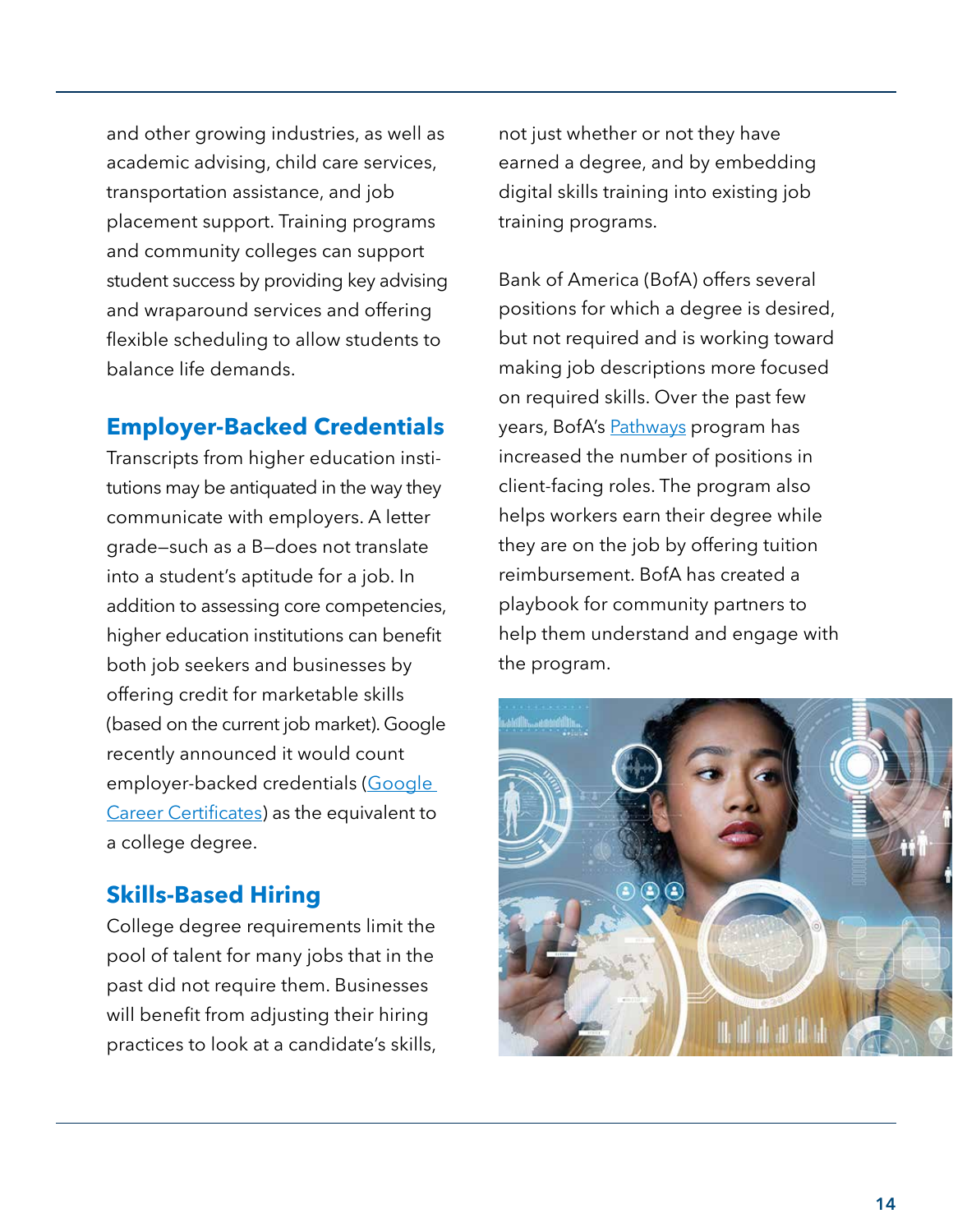and other growing industries, as well as academic advising, child care services, transportation assistance, and job placement support. Training programs and community colleges can support student success by providing key advising and wraparound services and offering flexible scheduling to allow students to balance life demands.

## Employer-Backed Credentials

Transcripts from higher education institutions may be antiquated in the way they communicate with employers. A letter grade—such as a B—does not translate into a student's aptitude for a job. In addition to assessing core competencies, higher education institutions can benefit both job seekers and businesses by offering credit for marketable skills (based on the current job market). Google recently announced it would count employer-backed credentials (Google Career Certificates) as the equivalent to a college degree.

## Skills-Based Hiring

College degree requirements limit the pool of talent for many jobs that in the past did not require them. Businesses will benefit from adjusting their hiring practices to look at a candidate's skills, not just whether or not they have earned a degree, and by embedding digital skills training into existing job training programs.

Bank of America (BofA) offers several positions for which a degree is desired, but not required and is working toward making job descriptions more focused on required skills. Over the past few years, BofA's Pathways program has increased the number of positions in client-facing roles. The program also helps workers earn their degree while they are on the job by offering tuition reimbursement. BofA has created a playbook for community partners to help them understand and engage with the program.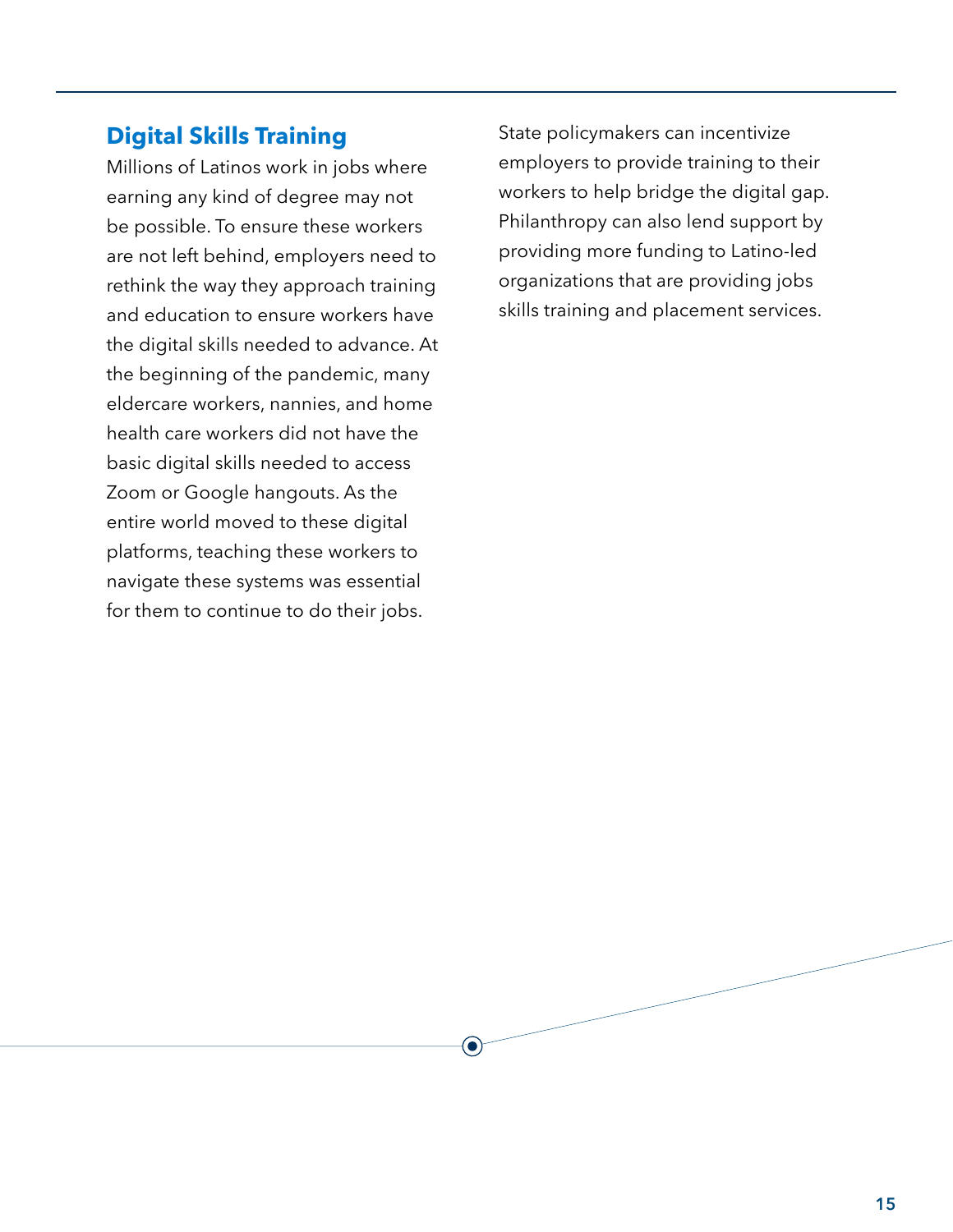## Digital Skills Training

Millions of Latinos work in jobs where earning any kind of degree may not be possible. To ensure these workers are not left behind, employers need to rethink the way they approach training and education to ensure workers have the digital skills needed to advance. At the beginning of the pandemic, many eldercare workers, nannies, and home health care workers did not have the basic digital skills needed to access Zoom or Google hangouts. As the entire world moved to these digital platforms, teaching these workers to navigate these systems was essential for them to continue to do their jobs.

State policymakers can incentivize employers to provide training to their workers to help bridge the digital gap. Philanthropy can also lend support by providing more funding to Latino-led organizations that are providing jobs skills training and placement services.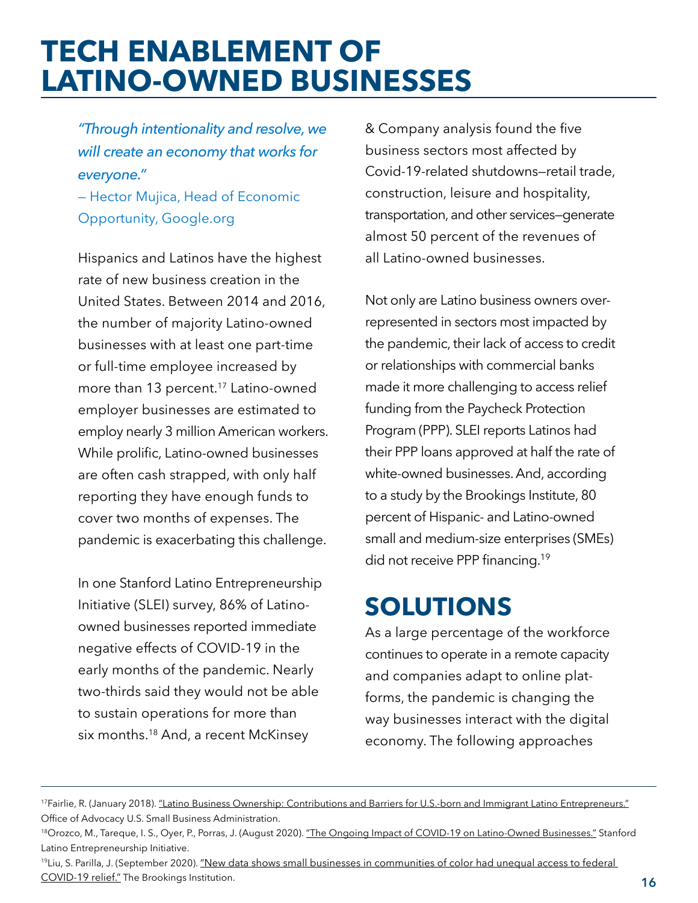# TECH ENABLEMENT OF LATINO-OWNED BUSINESSES

*"Through intentionality and resolve, we will create an economy that works for everyone."*
— Hector Mujica, Head of Economic Opportunity, Google.org

Hispanics and Latinos have the highest rate of new business creation in the United States. Between 2014 and 2016, the number of majority Latino-owned businesses with at least one part-time or full-time employee increased by more than 13 percent.[17] Latino-owned employer businesses are estimated to employ nearly 3 million American workers. While prolific, Latino-owned businesses are often cash strapped, with only half reporting they have enough funds to cover two months of expenses. The pandemic is exacerbating this challenge.

In one Stanford Latino Entrepreneurship Initiative (SLEI) survey, 86% of Latino-owned businesses reported immediate negative effects of COVID-19 in the early months of the pandemic. Nearly two-thirds said they would not be able to sustain operations for more than six months.[18] And, a recent McKinsey & Company analysis found the five business sectors most affected by Covid-19-related shutdowns—retail trade, construction, leisure and hospitality, transportation, and other services—generate almost 50 percent of the revenues of all Latino-owned businesses.

Not only are Latino business owners over-represented in sectors most impacted by the pandemic, their lack of access to credit or relationships with commercial banks made it more challenging to access relief funding from the Paycheck Protection Program (PPP). SLEI reports Latinos had their PPP loans approved at half the rate of white-owned businesses. And, according to a study by the Brookings Institute, 80 percent of Hispanic- and Latino-owned small and medium-size enterprises (SMEs) did not receive PPP financing.[19]

## SOLUTIONS

As a large percentage of the workforce continues to operate in a remote capacity and companies adapt to online platforms, the pandemic is changing the way businesses interact with the digital economy. The following approaches

---

[17] Fairlie, R. (January 2018). "Latino Business Ownership: Contributions and Barriers for U.S.-born and Immigrant Latino Entrepreneurs." Office of Advocacy U.S. Small Business Administration.

[18] Orozco, M., Tareque, I. S., Oyer, P., Porras, J. (August 2020). "The Ongoing Impact of COVID-19 on Latino-Owned Businesses." Stanford Latino Entrepreneurship Initiative.

[19] Liu, S. Parilla, J. (September 2020). "New data shows small businesses in communities of color had unequal access to federal COVID-19 relief." The Brookings Institution.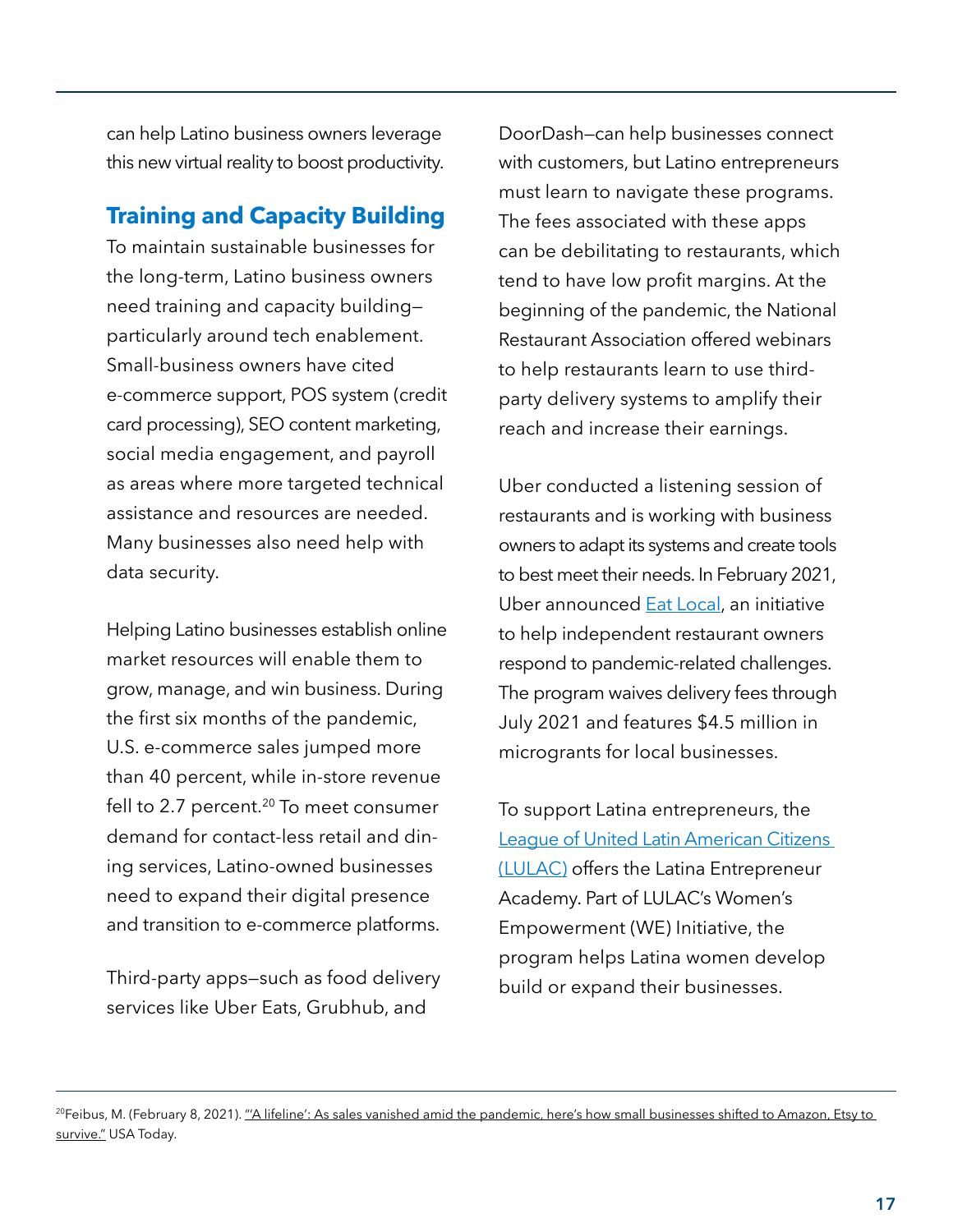can help Latino business owners leverage this new virtual reality to boost productivity.

## Training and Capacity Building

To maintain sustainable businesses for the long-term, Latino business owners need training and capacity building—particularly around tech enablement. Small-business owners have cited e-commerce support, POS system (credit card processing), SEO content marketing, social media engagement, and payroll as areas where more targeted technical assistance and resources are needed. Many businesses also need help with data security.

Helping Latino businesses establish online market resources will enable them to grow, manage, and win business. During the first six months of the pandemic, U.S. e-commerce sales jumped more than 40 percent, while in-store revenue fell to 2.7 percent.[20] To meet consumer demand for contact-less retail and dining services, Latino-owned businesses need to expand their digital presence and transition to e-commerce platforms.

Third-party apps—such as food delivery services like Uber Eats, Grubhub, and DoorDash—can help businesses connect with customers, but Latino entrepreneurs must learn to navigate these programs. The fees associated with these apps can be debilitating to restaurants, which tend to have low profit margins. At the beginning of the pandemic, the National Restaurant Association offered webinars to help restaurants learn to use third-party delivery systems to amplify their reach and increase their earnings.

Uber conducted a listening session of restaurants and is working with business owners to adapt its systems and create tools to best meet their needs. In February 2021, Uber announced Eat Local, an initiative to help independent restaurant owners respond to pandemic-related challenges. The program waives delivery fees through July 2021 and features $4.5 million in microgrants for local businesses.

To support Latina entrepreneurs, the League of United Latin American Citizens (LULAC) offers the Latina Entrepreneur Academy. Part of LULAC's Women's Empowerment (WE) Initiative, the program helps Latina women develop build or expand their businesses.

---

[20] Feibus, M. (February 8, 2021). "'A lifeline': As sales vanished amid the pandemic, here's how small businesses shifted to Amazon, Etsy to survive." USA Today.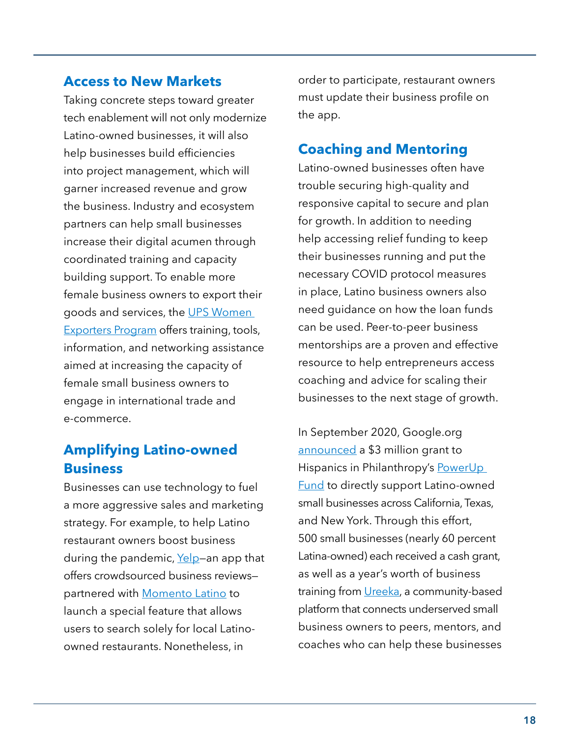## Access to New Markets

Taking concrete steps toward greater tech enablement will not only modernize Latino-owned businesses, it will also help businesses build efficiencies into project management, which will garner increased revenue and grow the business. Industry and ecosystem partners can help small businesses increase their digital acumen through coordinated training and capacity building support. To enable more female business owners to export their goods and services, the UPS Women Exporters Program offers training, tools, information, and networking assistance aimed at increasing the capacity of female small business owners to engage in international trade and e-commerce.

## Amplifying Latino-owned Business

Businesses can use technology to fuel a more aggressive sales and marketing strategy. For example, to help Latino restaurant owners boost business during the pandemic, Yelp—an app that offers crowdsourced business reviews—partnered with Momento Latino to launch a special feature that allows users to search solely for local Latino-owned restaurants. Nonetheless, in order to participate, restaurant owners must update their business profile on the app.

## Coaching and Mentoring

Latino-owned businesses often have trouble securing high-quality and responsive capital to secure and plan for growth. In addition to needing help accessing relief funding to keep their businesses running and put the necessary COVID protocol measures in place, Latino business owners also need guidance on how the loan funds can be used. Peer-to-peer business mentorships are a proven and effective resource to help entrepreneurs access coaching and advice for scaling their businesses to the next stage of growth.

In September 2020, Google.org announced a $3 million grant to Hispanics in Philanthropy's PowerUp Fund to directly support Latino-owned small businesses across California, Texas, and New York. Through this effort, 500 small businesses (nearly 60 percent Latina-owned) each received a cash grant, as well as a year's worth of business training from Ureeka, a community-based platform that connects underserved small business owners to peers, mentors, and coaches who can help these businesses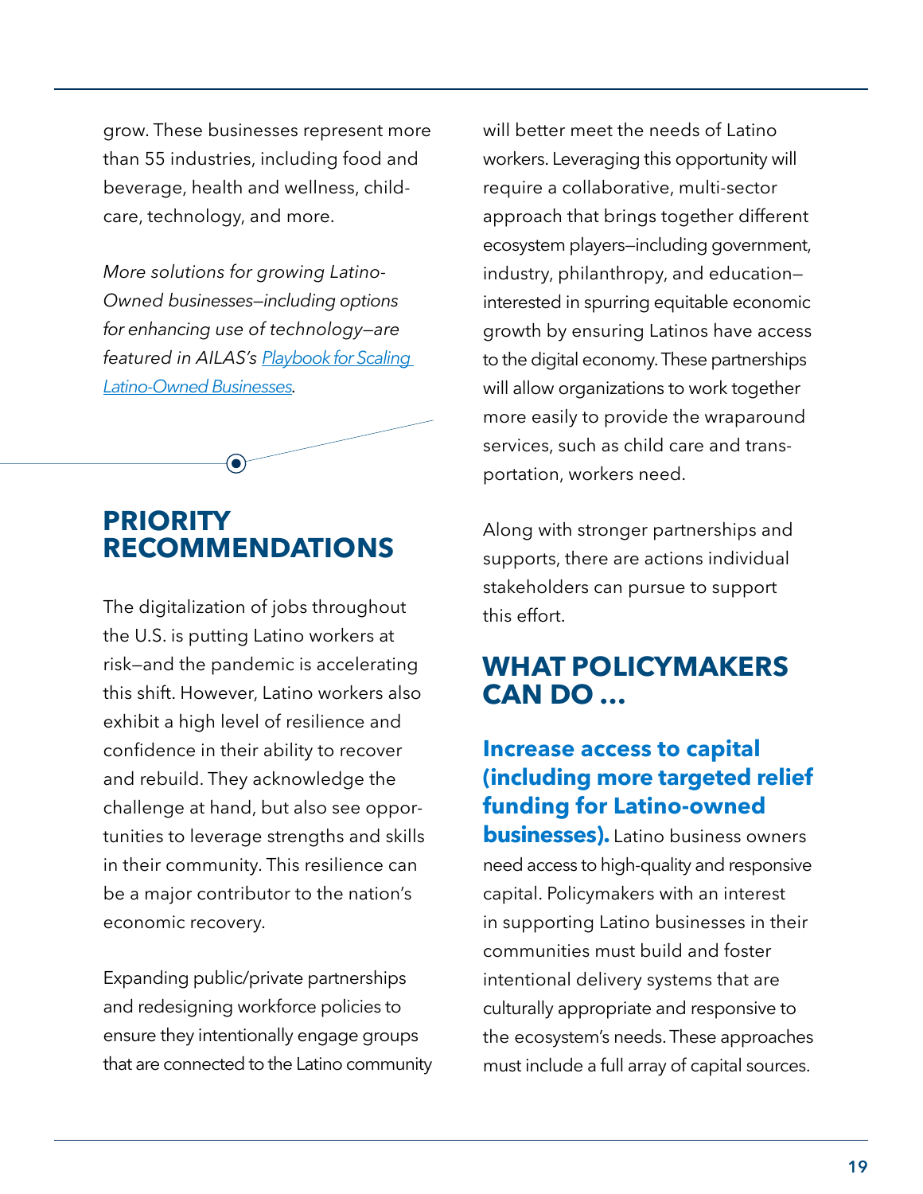grow. These businesses represent more than 55 industries, including food and beverage, health and wellness, child-care, technology, and more.

*More solutions for growing Latino-Owned businesses—including options for enhancing use of technology—are featured in AILAS's [Playbook for Scaling Latino-Owned Businesses](Playbook for Scaling Latino-Owned Businesses).*

## PRIORITY RECOMMENDATIONS

The digitalization of jobs throughout the U.S. is putting Latino workers at risk—and the pandemic is accelerating this shift. However, Latino workers also exhibit a high level of resilience and confidence in their ability to recover and rebuild. They acknowledge the challenge at hand, but also see opportunities to leverage strengths and skills in their community. This resilience can be a major contributor to the nation's economic recovery.

Expanding public/private partnerships and redesigning workforce policies to ensure they intentionally engage groups that are connected to the Latino community will better meet the needs of Latino workers. Leveraging this opportunity will require a collaborative, multi-sector approach that brings together different ecosystem players—including government, industry, philanthropy, and education—interested in spurring equitable economic growth by ensuring Latinos have access to the digital economy. These partnerships will allow organizations to work together more easily to provide the wraparound services, such as child care and transportation, workers need.

Along with stronger partnerships and supports, there are actions individual stakeholders can pursue to support this effort.

## WHAT POLICYMAKERS CAN DO …

**Increase access to capital (including more targeted relief funding for Latino-owned businesses).** Latino business owners need access to high-quality and responsive capital. Policymakers with an interest in supporting Latino businesses in their communities must build and foster intentional delivery systems that are culturally appropriate and responsive to the ecosystem's needs. These approaches must include a full array of capital sources.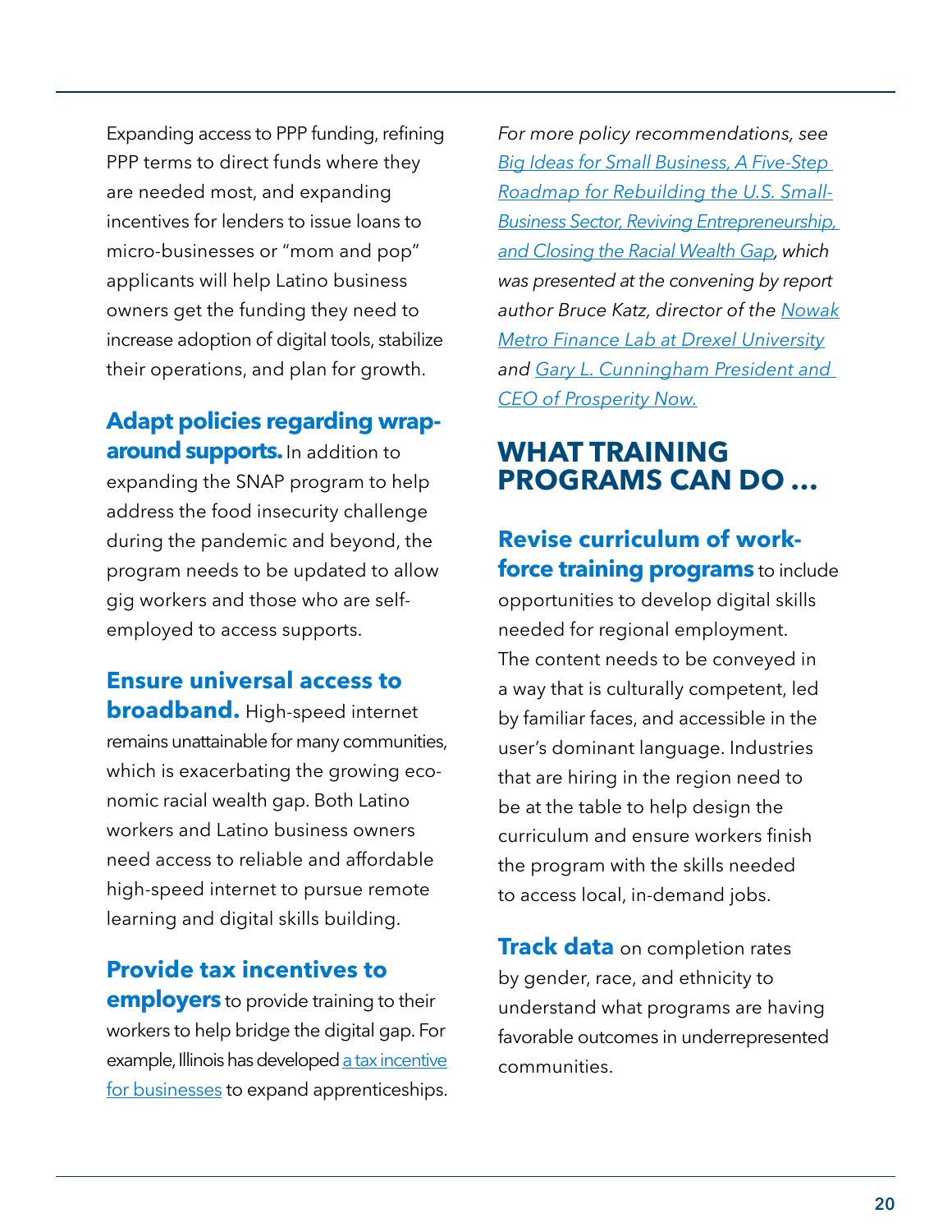Expanding access to PPP funding, refining PPP terms to direct funds where they are needed most, and expanding incentives for lenders to issue loans to micro-businesses or "mom and pop" applicants will help Latino business owners get the funding they need to increase adoption of digital tools, stabilize their operations, and plan for growth.

**Adapt policies regarding wrap-around supports.** In addition to expanding the SNAP program to help address the food insecurity challenge during the pandemic and beyond, the program needs to be updated to allow gig workers and those who are self-employed to access supports.

**Ensure universal access to broadband.** High-speed internet remains unattainable for many communities, which is exacerbating the growing economic racial wealth gap. Both Latino workers and Latino business owners need access to reliable and affordable high-speed internet to pursue remote learning and digital skills building.

**Provide tax incentives to employers** to provide training to their workers to help bridge the digital gap. For example, Illinois has developed a tax incentive for businesses to expand apprenticeships.

*For more policy recommendations, see Big Ideas for Small Business, A Five-Step Roadmap for Rebuilding the U.S. Small-Business Sector, Reviving Entrepreneurship, and Closing the Racial Wealth Gap, which was presented at the convening by report author Bruce Katz, director of the Nowak Metro Finance Lab at Drexel University and Gary L. Cunningham President and CEO of Prosperity Now.*

## WHAT TRAINING PROGRAMS CAN DO …

**Revise curriculum of workforce training programs** to include opportunities to develop digital skills needed for regional employment. The content needs to be conveyed in a way that is culturally competent, led by familiar faces, and accessible in the user's dominant language. Industries that are hiring in the region need to be at the table to help design the curriculum and ensure workers finish the program with the skills needed to access local, in-demand jobs.

**Track data** on completion rates by gender, race, and ethnicity to understand what programs are having favorable outcomes in underrepresented communities.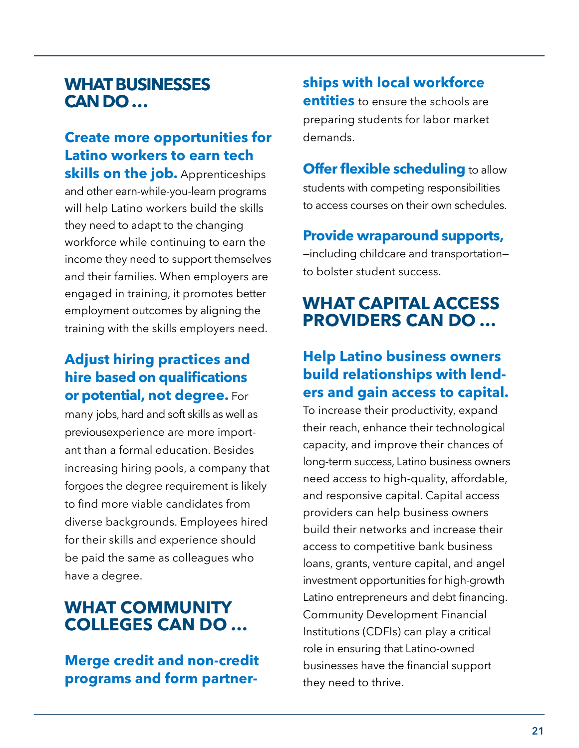## WHAT BUSINESSES CAN DO …

**Create more opportunities for Latino workers to earn tech skills on the job.** Apprenticeships and other earn-while-you-learn programs will help Latino workers build the skills they need to adapt to the changing workforce while continuing to earn the income they need to support themselves and their families. When employers are engaged in training, it promotes better employment outcomes by aligning the training with the skills employers need.

**Adjust hiring practices and hire based on qualifications or potential, not degree.** For many jobs, hard and soft skills as well as previousexperience are more important than a formal education. Besides increasing hiring pools, a company that forgoes the degree requirement is likely to find more viable candidates from diverse backgrounds. Employees hired for their skills and experience should be paid the same as colleagues who have a degree.

## WHAT COMMUNITY COLLEGES CAN DO …

**Merge credit and non-credit programs and form partnerships with local workforce entities** to ensure the schools are preparing students for labor market demands.

**Offer flexible scheduling** to allow students with competing responsibilities to access courses on their own schedules.

**Provide wraparound supports,** —including childcare and transportation— to bolster student success.

## WHAT CAPITAL ACCESS PROVIDERS CAN DO …

**Help Latino business owners build relationships with lenders and gain access to capital.** To increase their productivity, expand their reach, enhance their technological capacity, and improve their chances of long-term success, Latino business owners need access to high-quality, affordable, and responsive capital. Capital access providers can help business owners build their networks and increase their access to competitive bank business loans, grants, venture capital, and angel investment opportunities for high-growth Latino entrepreneurs and debt financing. Community Development Financial Institutions (CDFIs) can play a critical role in ensuring that Latino-owned businesses have the financial support they need to thrive.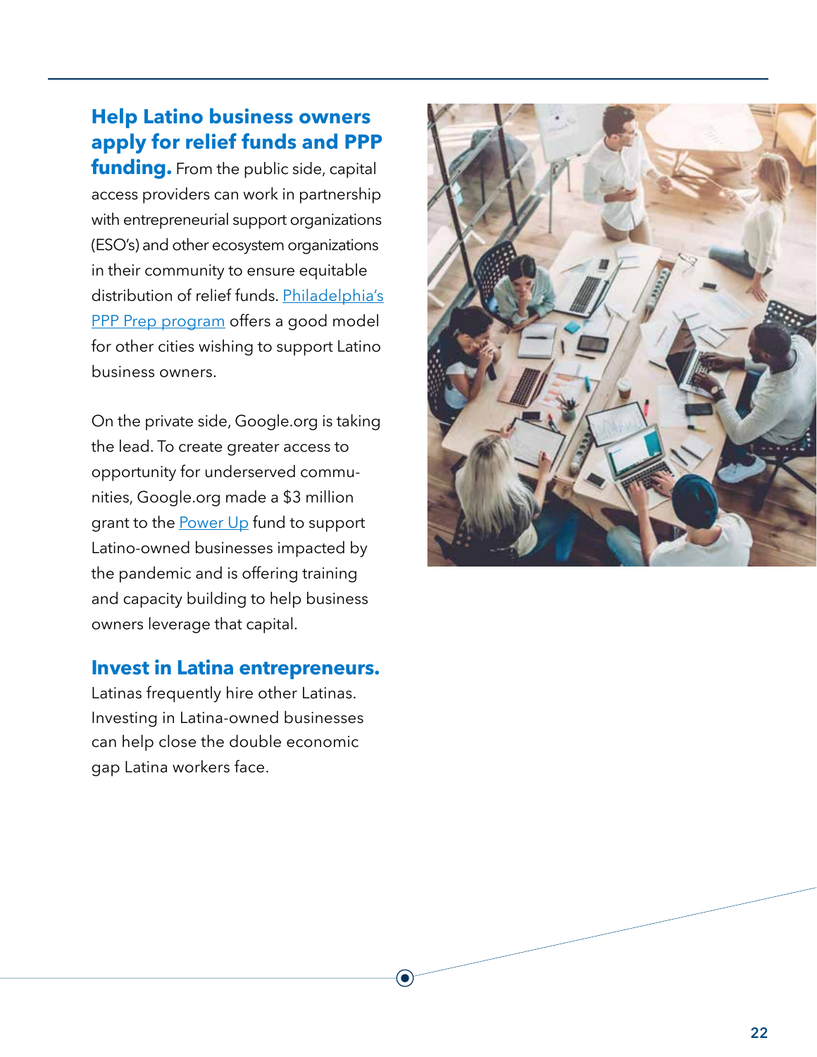**Help Latino business owners apply for relief funds and PPP funding.** From the public side, capital access providers can work in partnership with entrepreneurial support organizations (ESO's) and other ecosystem organizations in their community to ensure equitable distribution of relief funds. [Philadelphia's PPP Prep program]() offers a good model for other cities wishing to support Latino business owners.

On the private side, Google.org is taking the lead. To create greater access to opportunity for underserved communities, Google.org made a $3 million grant to the [Power Up]() fund to support Latino-owned businesses impacted by the pandemic and is offering training and capacity building to help business owners leverage that capital.

**Invest in Latina entrepreneurs.** Latinas frequently hire other Latinas. Investing in Latina-owned businesses can help close the double economic gap Latina workers face.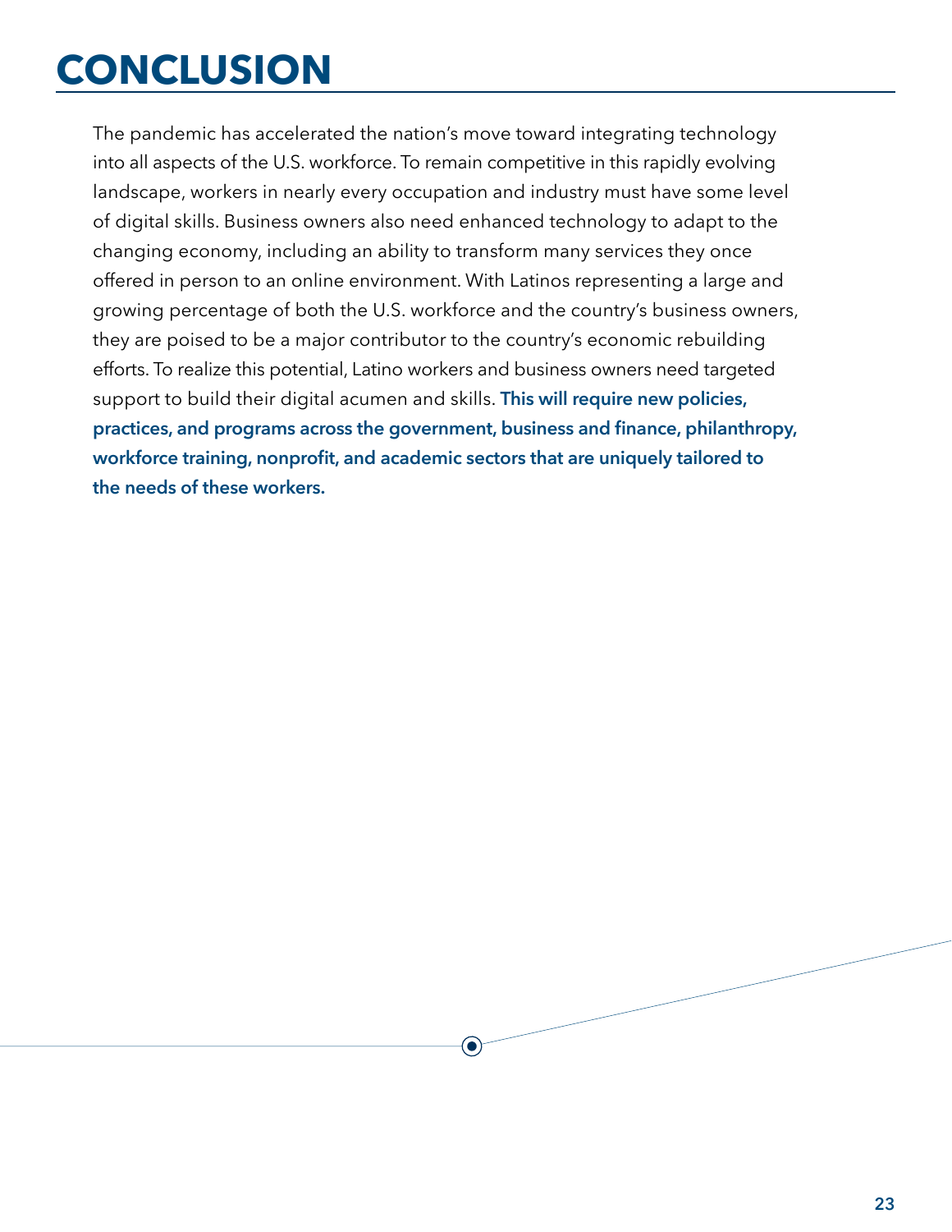# CONCLUSION

The pandemic has accelerated the nation's move toward integrating technology into all aspects of the U.S. workforce. To remain competitive in this rapidly evolving landscape, workers in nearly every occupation and industry must have some level of digital skills. Business owners also need enhanced technology to adapt to the changing economy, including an ability to transform many services they once offered in person to an online environment. With Latinos representing a large and growing percentage of both the U.S. workforce and the country's business owners, they are poised to be a major contributor to the country's economic rebuilding efforts. To realize this potential, Latino workers and business owners need targeted support to build their digital acumen and skills. **This will require new policies, practices, and programs across the government, business and finance, philanthropy, workforce training, nonprofit, and academic sectors that are uniquely tailored to the needs of these workers.**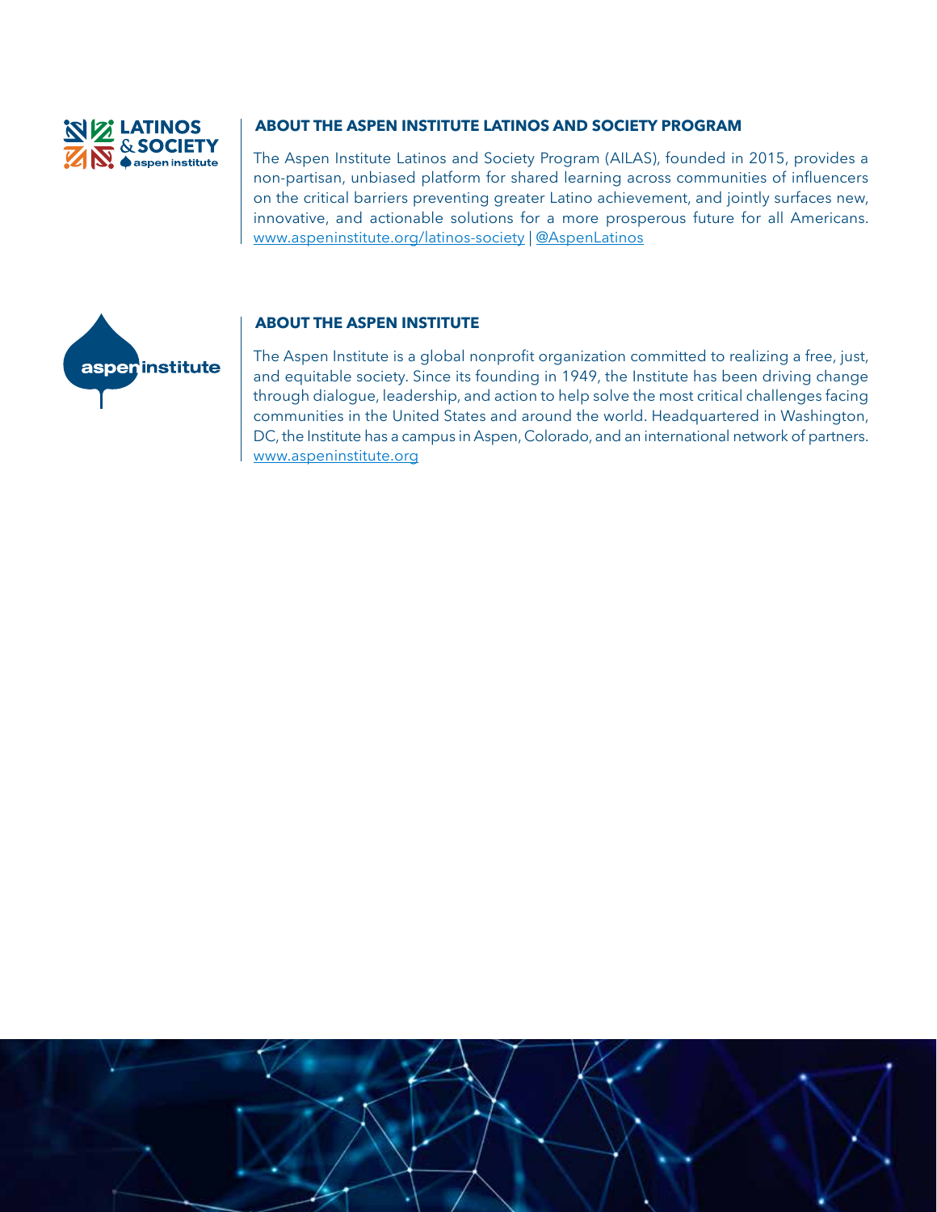## ABOUT THE ASPEN INSTITUTE LATINOS AND SOCIETY PROGRAM

The Aspen Institute Latinos and Society Program (AILAS), founded in 2015, provides a non-partisan, unbiased platform for shared learning across communities of influencers on the critical barriers preventing greater Latino achievement, and jointly surfaces new, innovative, and actionable solutions for a more prosperous future for all Americans. www.aspeninstitute.org/latinos-society | @AspenLatinos

## ABOUT THE ASPEN INSTITUTE

The Aspen Institute is a global nonprofit organization committed to realizing a free, just, and equitable society. Since its founding in 1949, the Institute has been driving change through dialogue, leadership, and action to help solve the most critical challenges facing communities in the United States and around the world. Headquartered in Washington, DC, the Institute has a campus in Aspen, Colorado, and an international network of partners. www.aspeninstitute.org